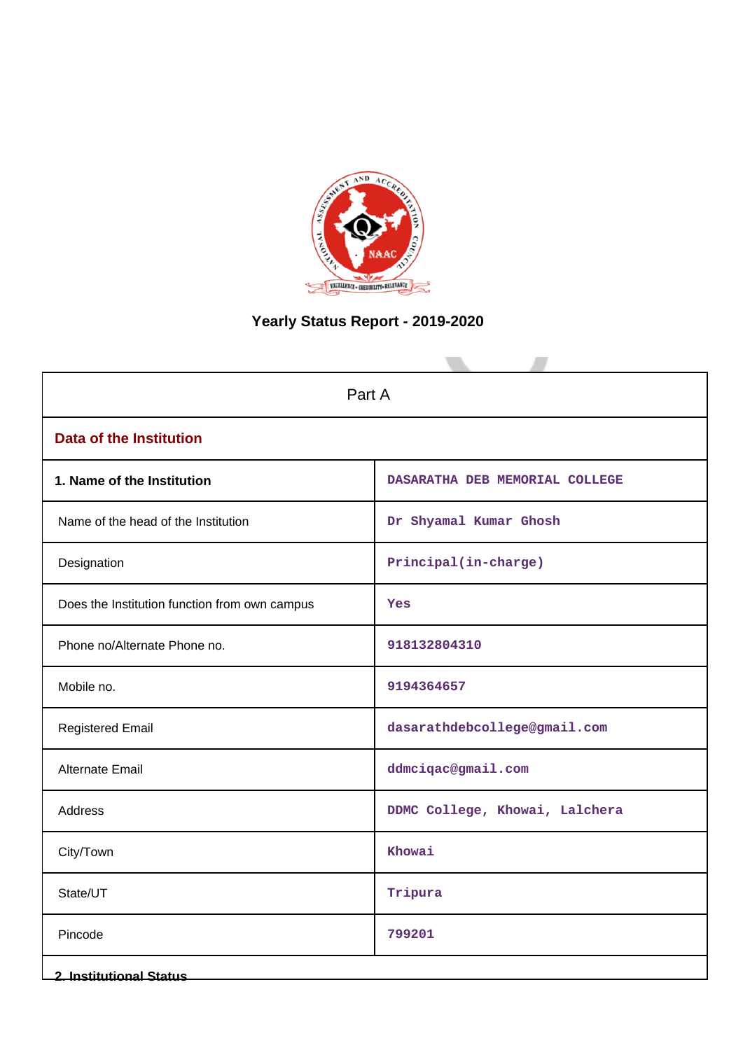# Yearly Status Report - 2019-2020

| Part A | |
|---|---|
| **Data of the Institution** | |
| **1. Name of the Institution** | DASARATHA DEB MEMORIAL COLLEGE |
| Name of the head of the Institution | Dr Shyamal Kumar Ghosh |
| Designation | Principal(in-charge) |
| Does the Institution function from own campus | Yes |
| Phone no/Alternate Phone no. | 918132804310 |
| Mobile no. | 9194364657 |
| Registered Email | dasarathdebcollege@gmail.com |
| Alternate Email | ddmciqac@gmail.com |
| Address | DDMC College, Khowai, Lalchera |
| City/Town | Khowai |
| State/UT | Tripura |
| Pincode | 799201 |
| **2. Institutional Status** | |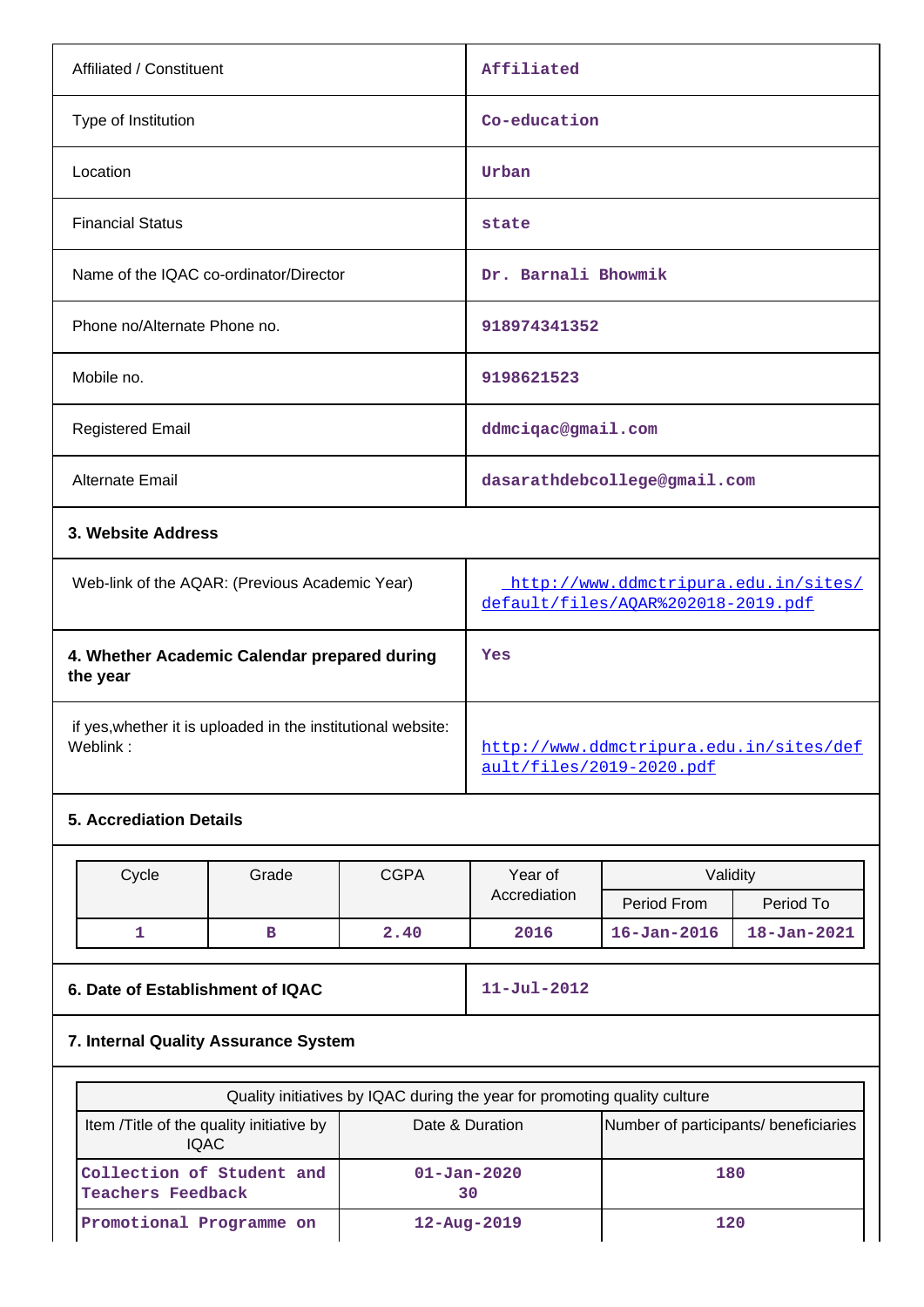| | |
|---|---|
| Affiliated / Constituent | Affiliated |
| Type of Institution | Co-education |
| Location | Urban |
| Financial Status | state |
| Name of the IQAC co-ordinator/Director | Dr. Barnali Bhowmik |
| Phone no/Alternate Phone no. | 918974341352 |
| Mobile no. | 9198621523 |
| Registered Email | ddmciqac@gmail.com |
| Alternate Email | dasarathdebcollege@gmail.com |

**3. Website Address**

| | |
|---|---|
| Web-link of the AQAR: (Previous Academic Year) | http://www.ddmctripura.edu.in/sites/default/files/AQAR%202018-2019.pdf |

| | |
|---|---|
| **4. Whether Academic Calendar prepared during the year** | Yes |
| if yes,whether it is uploaded in the institutional website: Weblink : | http://www.ddmctripura.edu.in/sites/default/files/2019-2020.pdf |

**5. Accrediation Details**

| Cycle | Grade | CGPA | Year of Accrediation | Validity | |
|---|---|---|---|---|---|
| | | | | Period From | Period To |
| 1 | B | 2.40 | 2016 | 16-Jan-2016 | 18-Jan-2021 |

| | |
|---|---|
| **6. Date of Establishment of IQAC** | 11-Jul-2012 |

**7. Internal Quality Assurance System**

| Quality initiatives by IQAC during the year for promoting quality culture | | |
|---|---|---|
| Item /Title of the quality initiative by IQAC | Date & Duration | Number of participants/ beneficiaries |
| Collection of Student and Teachers Feedback | 01-Jan-2020 30 | 180 |
| Promotional Programme on | 12-Aug-2019 | 120 |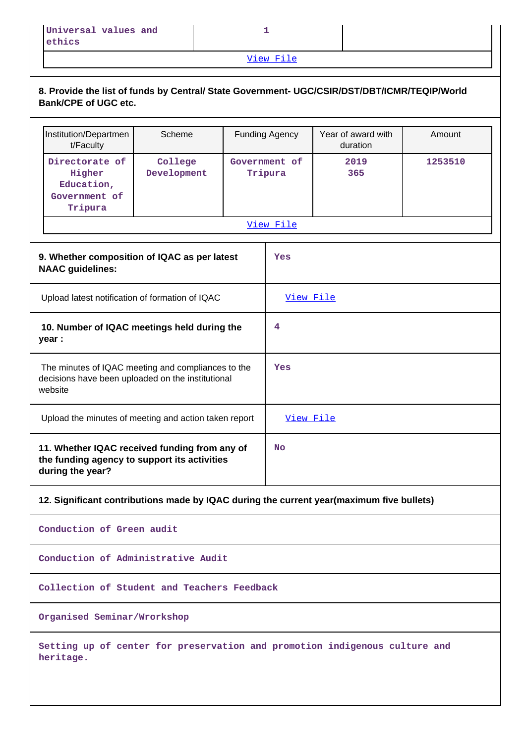| Universal values and ethics | 1 | |
|---|---|---|

View File

**8. Provide the list of funds by Central/ State Government- UGC/CSIR/DST/DBT/ICMR/TEQIP/World Bank/CPE of UGC etc.**

| Institution/Department/Faculty | Scheme | Funding Agency | Year of award with duration | Amount |
|---|---|---|---|---|
| Directorate of Higher Education, Government of Tripura | College Development | Government of Tripura | 2019<br>365 | 1253510 |

View File

| | |
|---|---|
| **9. Whether composition of IQAC as per latest NAAC guidelines:** | Yes |
| Upload latest notification of formation of IQAC | View File |
| **10. Number of IQAC meetings held during the year :** | 4 |
| The minutes of IQAC meeting and compliances to the decisions have been uploaded on the institutional website | Yes |
| Upload the minutes of meeting and action taken report | View File |
| **11. Whether IQAC received funding from any of the funding agency to support its activities during the year?** | No |

**12. Significant contributions made by IQAC during the current year(maximum five bullets)**

Conduction of Green audit

Conduction of Administrative Audit

Collection of Student and Teachers Feedback

Organised Seminar/Wrorkshop

Setting up of center for preservation and promotion indigenous culture and heritage.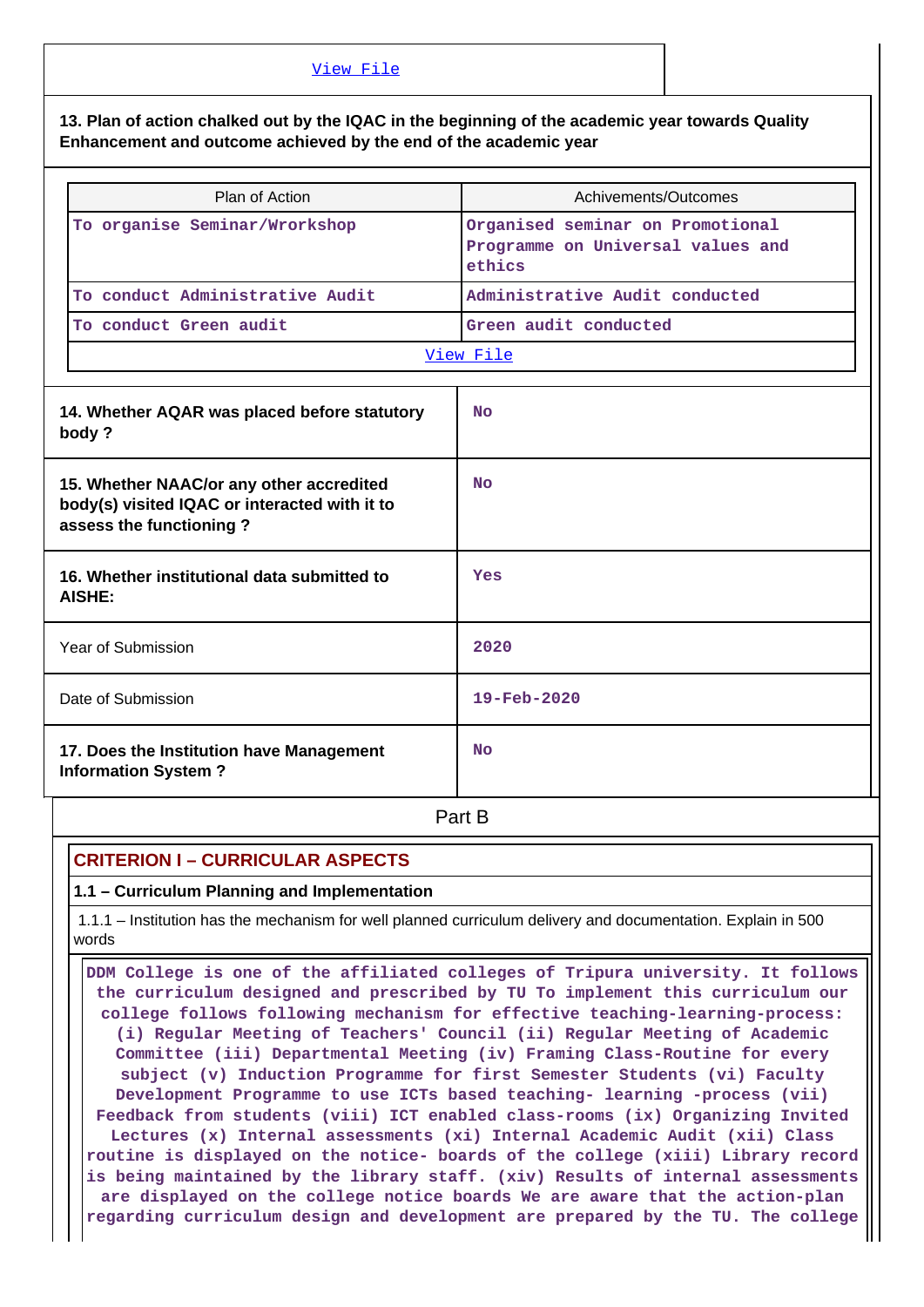View File

**13. Plan of action chalked out by the IQAC in the beginning of the academic year towards Quality Enhancement and outcome achieved by the end of the academic year**

| Plan of Action | Achivements/Outcomes |
|---|---|
| To organise Seminar/Wrokshop | Organised seminar on Promotional Programme on Universal values and ethics |
| To conduct Administrative Audit | Administrative Audit conducted |
| To conduct Green audit | Green audit conducted |
| View File | |

| | |
|---|---|
| **14. Whether AQAR was placed before statutory body ?** | No |
| **15. Whether NAAC/or any other accredited body(s) visited IQAC or interacted with it to assess the functioning ?** | No |
| **16. Whether institutional data submitted to AISHE:** | Yes |
| Year of Submission | 2020 |
| Date of Submission | 19-Feb-2020 |
| **17. Does the Institution have Management Information System ?** | No |

## Part B

### CRITERION I – CURRICULAR ASPECTS

#### 1.1 – Curriculum Planning and Implementation

1.1.1 – Institution has the mechanism for well planned curriculum delivery and documentation. Explain in 500 words

DDM College is one of the affiliated colleges of Tripura university. It follows the curriculum designed and prescribed by TU To implement this curriculum our college follows following mechanism for effective teaching-learning-process: (i) Regular Meeting of Teachers' Council (ii) Regular Meeting of Academic Committee (iii) Departmental Meeting (iv) Framing Class-Routine for every subject (v) Induction Programme for first Semester Students (vi) Faculty Development Programme to use ICTs based teaching- learning -process (vii) Feedback from students (viii) ICT enabled class-rooms (ix) Organizing Invited Lectures (x) Internal assessments (xi) Internal Academic Audit (xii) Class routine is displayed on the notice- boards of the college (xiii) Library record is being maintained by the library staff. (xiv) Results of internal assessments are displayed on the college notice boards We are aware that the action-plan regarding curriculum design and development are prepared by the TU. The college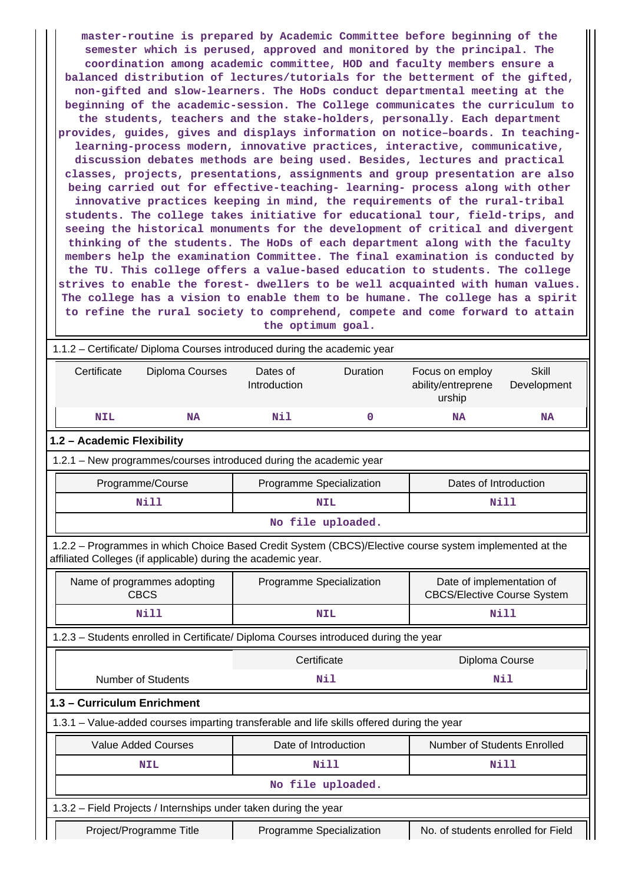**master-routine is prepared by Academic Committee before beginning of the semester which is perused, approved and monitored by the principal. The coordination among academic committee, HOD and faculty members ensure a balanced distribution of lectures/tutorials for the betterment of the gifted, non-gifted and slow-learners. The HoDs conduct departmental meeting at the beginning of the academic-session. The College communicates the curriculum to the students, teachers and the stake-holders, personally. Each department provides, guides, gives and displays information on notice–boards. In teaching-learning-process modern, innovative practices, interactive, communicative, discussion debates methods are being used. Besides, lectures and practical classes, projects, presentations, assignments and group presentation are also being carried out for effective-teaching- learning- process along with other innovative practices keeping in mind, the requirements of the rural-tribal students. The college takes initiative for educational tour, field-trips, and seeing the historical monuments for the development of critical and divergent thinking of the students. The HoDs of each department along with the faculty members help the examination Committee. The final examination is conducted by the TU. This college offers a value-based education to students. The college strives to enable the forest- dwellers to be well acquainted with human values. The college has a vision to enable them to be humane. The college has a spirit to refine the rural society to comprehend, compete and come forward to attain the optimum goal.**

1.1.2 – Certificate/ Diploma Courses introduced during the academic year

| Certificate | Diploma Courses | Dates of Introduction | Duration | Focus on employ ability/entreprene urship | Skill Development |
|---|---|---|---|---|---|
| NIL | NA | Nil | 0 | NA | NA |

**1.2 – Academic Flexibility**

1.2.1 – New programmes/courses introduced during the academic year

| Programme/Course | Programme Specialization | Dates of Introduction |
|---|---|---|
| Nill | NIL | Nill |
| No file uploaded. | | |

1.2.2 – Programmes in which Choice Based Credit System (CBCS)/Elective course system implemented at the affiliated Colleges (if applicable) during the academic year.

| Name of programmes adopting CBCS | Programme Specialization | Date of implementation of CBCS/Elective Course System |
|---|---|---|
| Nill | NIL | Nill |

1.2.3 – Students enrolled in Certificate/ Diploma Courses introduced during the year

| | Certificate | Diploma Course |
|---|---|---|
| Number of Students | Nil | Nil |

**1.3 – Curriculum Enrichment**

1.3.1 – Value-added courses imparting transferable and life skills offered during the year

| Value Added Courses | Date of Introduction | Number of Students Enrolled |
|---|---|---|
| NIL | Nill | Nill |
| No file uploaded. | | |

1.3.2 – Field Projects / Internships under taken during the year

| Project/Programme Title | Programme Specialization | No. of students enrolled for Field |
|---|---|---|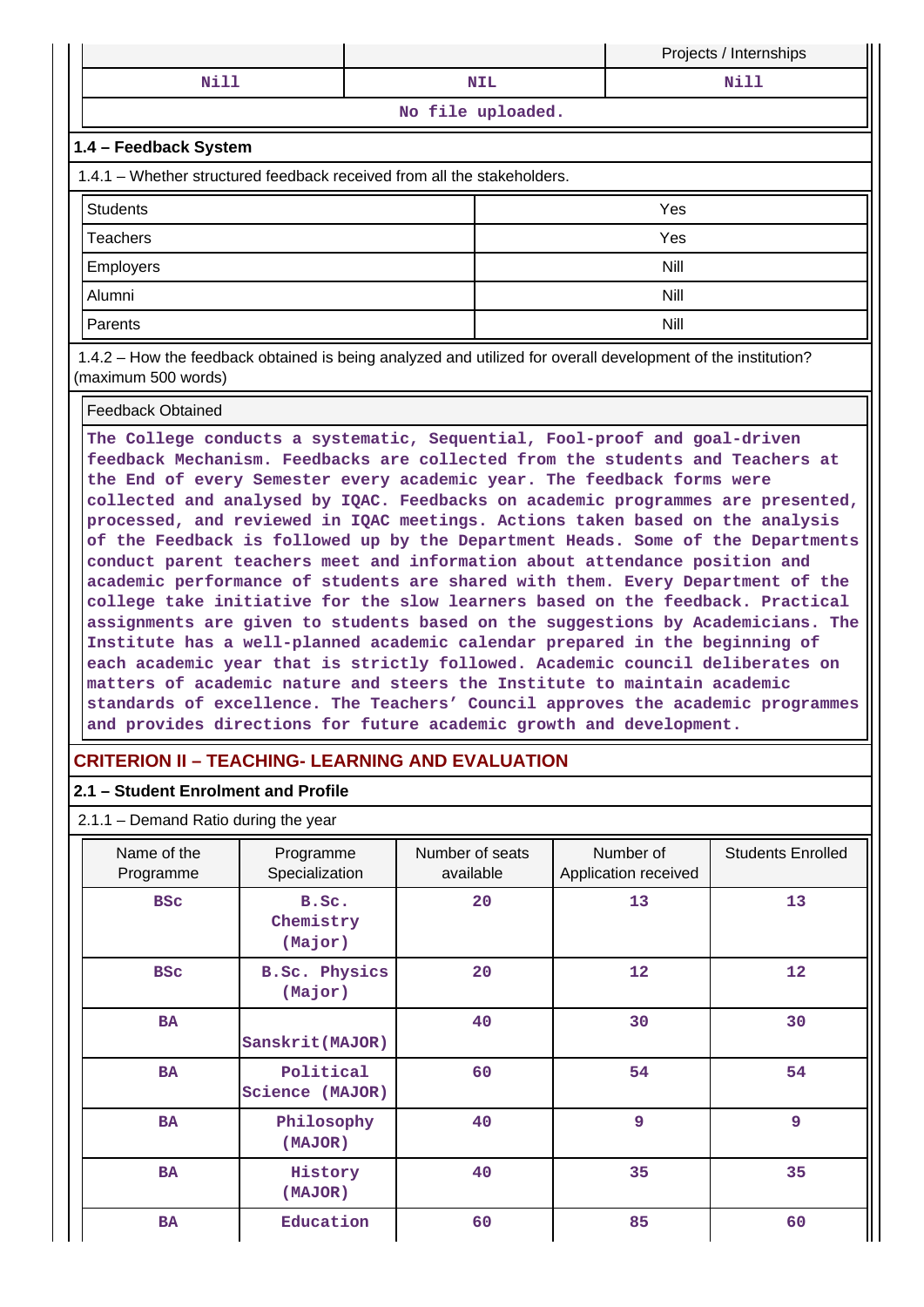| | | Projects / Internships |
|---|---|---|
| Nill | NIL | Nill |

No file uploaded.

### 1.4 – Feedback System

1.4.1 – Whether structured feedback received from all the stakeholders.

| Students | Yes |
|---|---|
| Teachers | Yes |
| Employers | Nill |
| Alumni | Nill |
| Parents | Nill |

1.4.2 – How the feedback obtained is being analyzed and utilized for overall development of the institution? (maximum 500 words)

Feedback Obtained

The College conducts a systematic, Sequential, Fool-proof and goal-driven feedback Mechanism. Feedbacks are collected from the students and Teachers at the End of every Semester every academic year. The feedback forms were collected and analysed by IQAC. Feedbacks on academic programmes are presented, processed, and reviewed in IQAC meetings. Actions taken based on the analysis of the Feedback is followed up by the Department Heads. Some of the Departments conduct parent teachers meet and information about attendance position and academic performance of students are shared with them. Every Department of the college take initiative for the slow learners based on the feedback. Practical assignments are given to students based on the suggestions by Academicians. The Institute has a well-planned academic calendar prepared in the beginning of each academic year that is strictly followed. Academic council deliberates on matters of academic nature and steers the Institute to maintain academic standards of excellence. The Teachers' Council approves the academic programmes and provides directions for future academic growth and development.

## CRITERION II – TEACHING- LEARNING AND EVALUATION

### 2.1 – Student Enrolment and Profile

2.1.1 – Demand Ratio during the year

| Name of the Programme | Programme Specialization | Number of seats available | Number of Application received | Students Enrolled |
|---|---|---|---|---|
| BSc | B.Sc. Chemistry (Major) | 20 | 13 | 13 |
| BSc | B.Sc. Physics (Major) | 20 | 12 | 12 |
| BA | Sanskrit(MAJOR) | 40 | 30 | 30 |
| BA | Political Science (MAJOR) | 60 | 54 | 54 |
| BA | Philosophy (MAJOR) | 40 | 9 | 9 |
| BA | History (MAJOR) | 40 | 35 | 35 |
| BA | Education | 60 | 85 | 60 |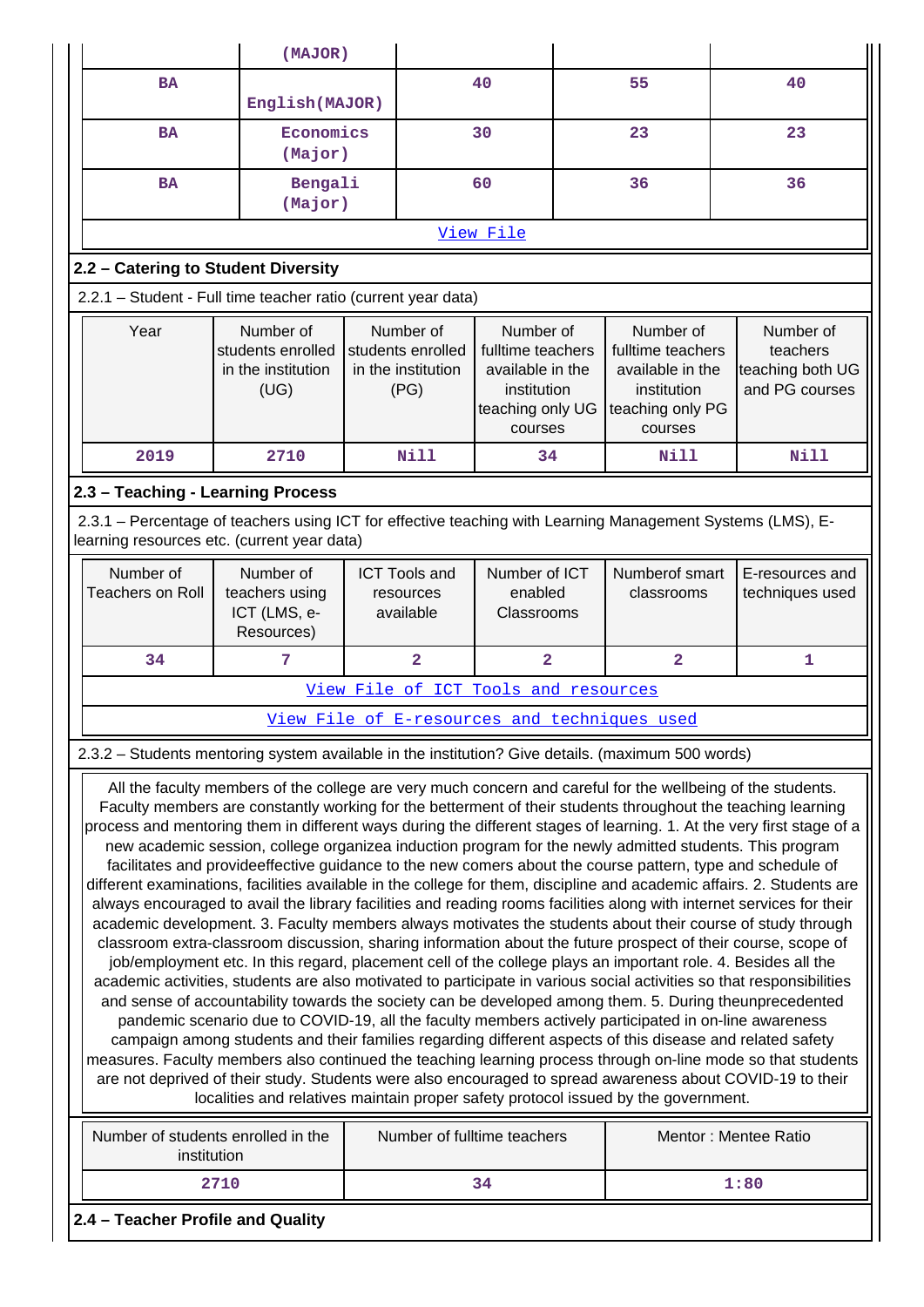| | (MAJOR) | | | |
|---|---|---|---|---|
| BA | English(MAJOR) | 40 | 55 | 40 |
| BA | Economics (Major) | 30 | 23 | 23 |
| BA | Bengali (Major) | 60 | 36 | 36 |
| View File | | | | |

## 2.2 – Catering to Student Diversity

2.2.1 – Student - Full time teacher ratio (current year data)

| Year | Number of students enrolled in the institution (UG) | Number of students enrolled in the institution (PG) | Number of fulltime teachers available in the institution teaching only UG courses | Number of fulltime teachers available in the institution teaching only PG courses | Number of teachers teaching both UG and PG courses |
|---|---|---|---|---|---|
| 2019 | 2710 | Nill | 34 | Nill | Nill |

## 2.3 – Teaching - Learning Process

2.3.1 – Percentage of teachers using ICT for effective teaching with Learning Management Systems (LMS), E-learning resources etc. (current year data)

| Number of Teachers on Roll | Number of teachers using ICT (LMS, e-Resources) | ICT Tools and resources available | Number of ICT enabled Classrooms | Numberof smart classrooms | E-resources and techniques used |
|---|---|---|---|---|---|
| 34 | 7 | 2 | 2 | 2 | 1 |
| View File of ICT Tools and resources | | | | | |
| View File of E-resources and techniques used | | | | | |

2.3.2 – Students mentoring system available in the institution? Give details. (maximum 500 words)

All the faculty members of the college are very much concern and careful for the wellbeing of the students. Faculty members are constantly working for the betterment of their students throughout the teaching learning process and mentoring them in different ways during the different stages of learning. 1. At the very first stage of a new academic session, college organizea induction program for the newly admitted students. This program facilitates and provideeffective guidance to the new comers about the course pattern, type and schedule of different examinations, facilities available in the college for them, discipline and academic affairs. 2. Students are always encouraged to avail the library facilities and reading rooms facilities along with internet services for their academic development. 3. Faculty members always motivates the students about their course of study through classroom extra-classroom discussion, sharing information about the future prospect of their course, scope of job/employment etc. In this regard, placement cell of the college plays an important role. 4. Besides all the academic activities, students are also motivated to participate in various social activities so that responsibilities and sense of accountability towards the society can be developed among them. 5. During theunprecedented pandemic scenario due to COVID-19, all the faculty members actively participated in on-line awareness campaign among students and their families regarding different aspects of this disease and related safety measures. Faculty members also continued the teaching learning process through on-line mode so that students are not deprived of their study. Students were also encouraged to spread awareness about COVID-19 to their localities and relatives maintain proper safety protocol issued by the government.

| Number of students enrolled in the institution | Number of fulltime teachers | Mentor : Mentee Ratio |
|---|---|---|
| 2710 | 34 | 1:80 |

## 2.4 – Teacher Profile and Quality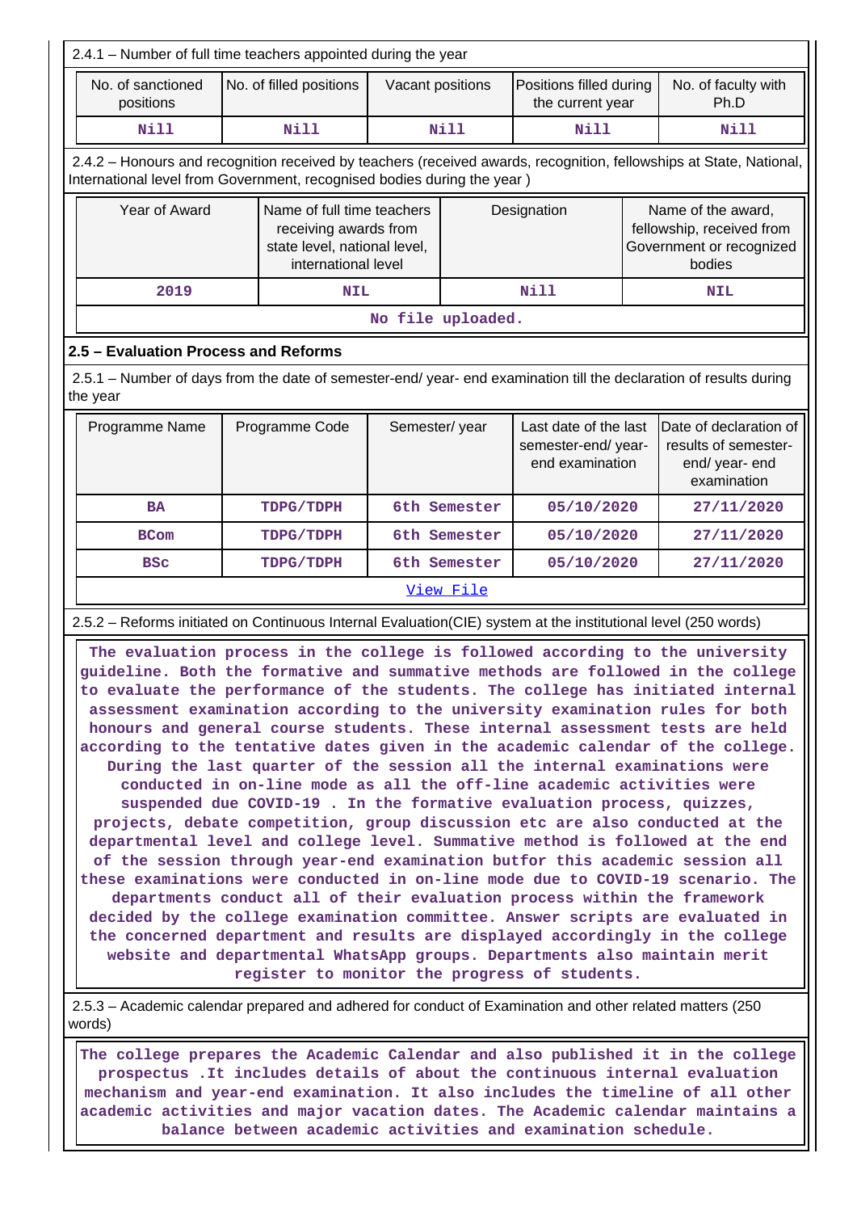2.4.1 – Number of full time teachers appointed during the year

| No. of sanctioned positions | No. of filled positions | Vacant positions | Positions filled during the current year | No. of faculty with Ph.D |
|---|---|---|---|---|
| Nill | Nill | Nill | Nill | Nill |

2.4.2 – Honours and recognition received by teachers (received awards, recognition, fellowships at State, National, International level from Government, recognised bodies during the year )

| Year of Award | Name of full time teachers receiving awards from state level, national level, international level | Designation | Name of the award, fellowship, received from Government or recognized bodies |
|---|---|---|---|
| 2019 | NIL | Nill | NIL |
| No file uploaded. | | | |

## 2.5 – Evaluation Process and Reforms

2.5.1 – Number of days from the date of semester-end/ year- end examination till the declaration of results during the year

| Programme Name | Programme Code | Semester/ year | Last date of the last semester-end/ year- end examination | Date of declaration of results of semester- end/ year- end examination |
|---|---|---|---|---|
| BA | TDPG/TDPH | 6th Semester | 05/10/2020 | 27/11/2020 |
| BCom | TDPG/TDPH | 6th Semester | 05/10/2020 | 27/11/2020 |
| BSc | TDPG/TDPH | 6th Semester | 05/10/2020 | 27/11/2020 |
| View File | | | | |

2.5.2 – Reforms initiated on Continuous Internal Evaluation(CIE) system at the institutional level (250 words)

The evaluation process in the college is followed according to the university guideline. Both the formative and summative methods are followed in the college to evaluate the performance of the students. The college has initiated internal assessment examination according to the university examination rules for both honours and general course students. These internal assessment tests are held according to the tentative dates given in the academic calendar of the college. During the last quarter of the session all the internal examinations were conducted in on-line mode as all the off-line academic activities were suspended due COVID-19 . In the formative evaluation process, quizzes, projects, debate competition, group discussion etc are also conducted at the departmental level and college level. Summative method is followed at the end of the session through year-end examination butfor this academic session all these examinations were conducted in on-line mode due to COVID-19 scenario. The departments conduct all of their evaluation process within the framework decided by the college examination committee. Answer scripts are evaluated in the concerned department and results are displayed accordingly in the college website and departmental WhatsApp groups. Departments also maintain merit register to monitor the progress of students.

2.5.3 – Academic calendar prepared and adhered for conduct of Examination and other related matters (250 words)

The college prepares the Academic Calendar and also published it in the college prospectus .It includes details of about the continuous internal evaluation mechanism and year-end examination. It also includes the timeline of all other academic activities and major vacation dates. The Academic calendar maintains a balance between academic activities and examination schedule.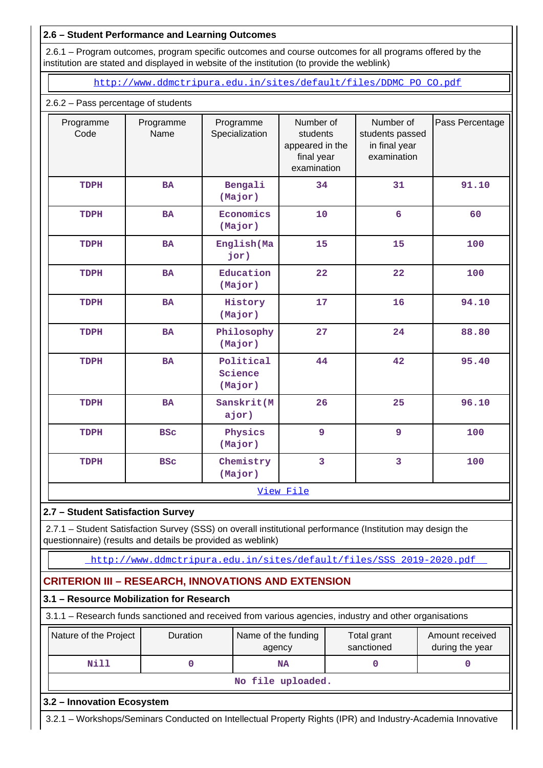### 2.6 – Student Performance and Learning Outcomes

2.6.1 – Program outcomes, program specific outcomes and course outcomes for all programs offered by the institution are stated and displayed in website of the institution (to provide the weblink)

http://www.ddmctripura.edu.in/sites/default/files/DDMC_PO_CO.pdf

2.6.2 – Pass percentage of students

| Programme Code | Programme Name | Programme Specialization | Number of students appeared in the final year examination | Number of students passed in final year examination | Pass Percentage |
|---|---|---|---|---|---|
| TDPH | BA | Bengali (Major) | 34 | 31 | 91.10 |
| TDPH | BA | Economics (Major) | 10 | 6 | 60 |
| TDPH | BA | English(Major) | 15 | 15 | 100 |
| TDPH | BA | Education (Major) | 22 | 22 | 100 |
| TDPH | BA | History (Major) | 17 | 16 | 94.10 |
| TDPH | BA | Philosophy (Major) | 27 | 24 | 88.80 |
| TDPH | BA | Political Science (Major) | 44 | 42 | 95.40 |
| TDPH | BA | Sanskrit(Major) | 26 | 25 | 96.10 |
| TDPH | BSc | Physics (Major) | 9 | 9 | 100 |
| TDPH | BSc | Chemistry (Major) | 3 | 3 | 100 |

View File

### 2.7 – Student Satisfaction Survey

2.7.1 – Student Satisfaction Survey (SSS) on overall institutional performance (Institution may design the questionnaire) (results and details be provided as weblink)

http://www.ddmctripura.edu.in/sites/default/files/SSS_2019-2020.pdf

## CRITERION III – RESEARCH, INNOVATIONS AND EXTENSION

### 3.1 – Resource Mobilization for Research

3.1.1 – Research funds sanctioned and received from various agencies, industry and other organisations

| Nature of the Project | Duration | Name of the funding agency | Total grant sanctioned | Amount received during the year |
|---|---|---|---|---|
| Nill | 0 | NA | 0 | 0 |

No file uploaded.

### 3.2 – Innovation Ecosystem

3.2.1 – Workshops/Seminars Conducted on Intellectual Property Rights (IPR) and Industry-Academia Innovative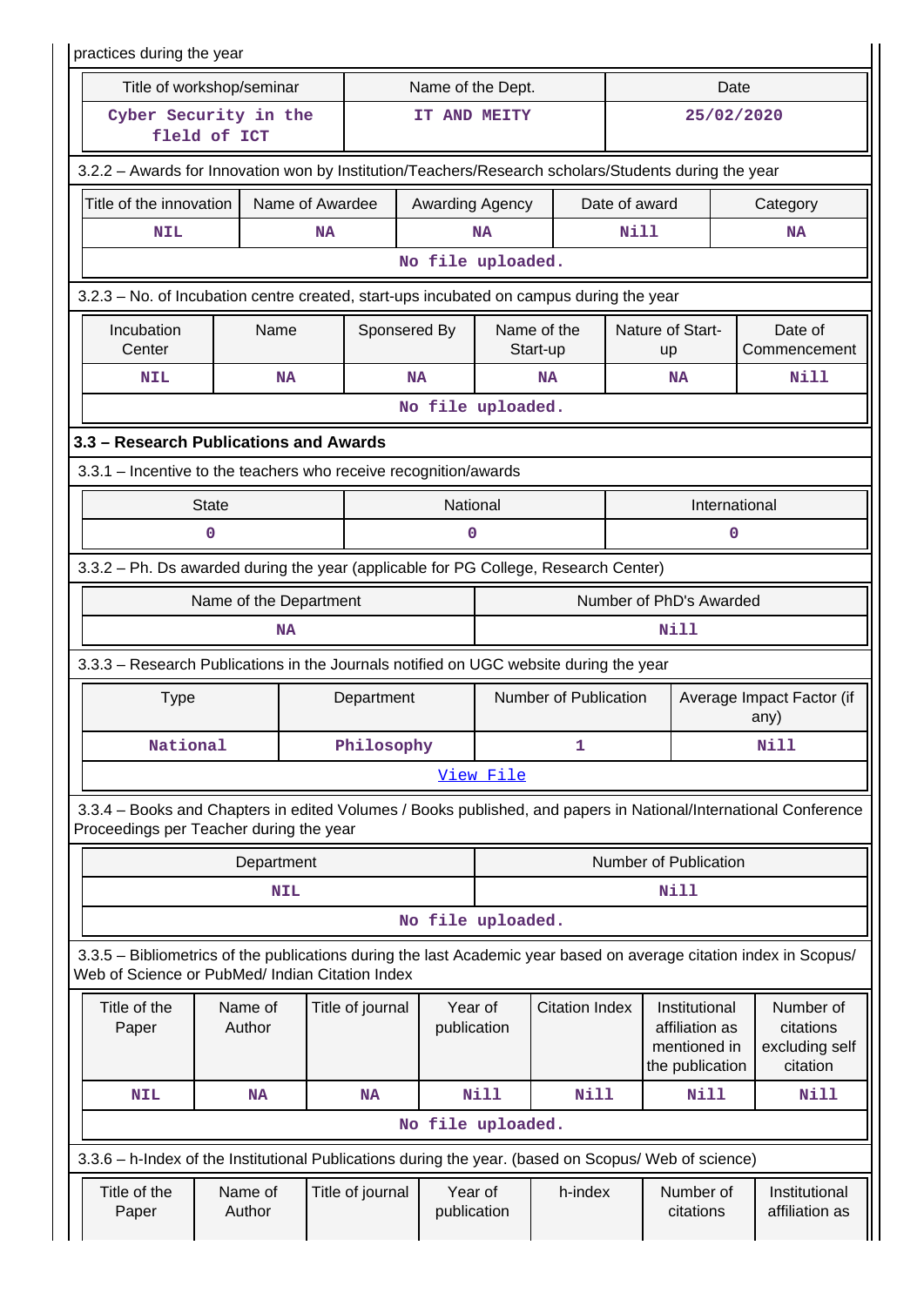practices during the year

| Title of workshop/seminar | Name of the Dept. | Date |
|---|---|---|
| Cyber Security in the field of ICT | IT AND MEITY | 25/02/2020 |

3.2.2 – Awards for Innovation won by Institution/Teachers/Research scholars/Students during the year

| Title of the innovation | Name of Awardee | Awarding Agency | Date of award | Category |
|---|---|---|---|---|
| NIL | NA | NA | Nill | NA |
| No file uploaded. | | | | |

3.2.3 – No. of Incubation centre created, start-ups incubated on campus during the year

| Incubation Center | Name | Sponsered By | Name of the Start-up | Nature of Start-up | Date of Commencement |
|---|---|---|---|---|---|
| NIL | NA | NA | NA | NA | Nill |
| No file uploaded. | | | | | |

### 3.3 – Research Publications and Awards

3.3.1 – Incentive to the teachers who receive recognition/awards

| State | National | International |
|---|---|---|
| 0 | 0 | 0 |

3.3.2 – Ph. Ds awarded during the year (applicable for PG College, Research Center)

| Name of the Department | Number of PhD's Awarded |
|---|---|
| NA | Nill |

3.3.3 – Research Publications in the Journals notified on UGC website during the year

| Type | Department | Number of Publication | Average Impact Factor (if any) |
|---|---|---|---|
| National | Philosophy | 1 | Nill |
| View File | | | |

3.3.4 – Books and Chapters in edited Volumes / Books published, and papers in National/International Conference Proceedings per Teacher during the year

| Department | Number of Publication |
|---|---|
| NIL | Nill |
| No file uploaded. | |

3.3.5 – Bibliometrics of the publications during the last Academic year based on average citation index in Scopus/ Web of Science or PubMed/ Indian Citation Index

| Title of the Paper | Name of Author | Title of journal | Year of publication | Citation Index | Institutional affiliation as mentioned in the publication | Number of citations excluding self citation |
|---|---|---|---|---|---|---|
| NIL | NA | NA | Nill | Nill | Nill | Nill |
| No file uploaded. | | | | | | |

3.3.6 – h-Index of the Institutional Publications during the year. (based on Scopus/ Web of science)

| Title of the Paper | Name of Author | Title of journal | Year of publication | h-index | Number of citations | Institutional affiliation as |
|---|---|---|---|---|---|---|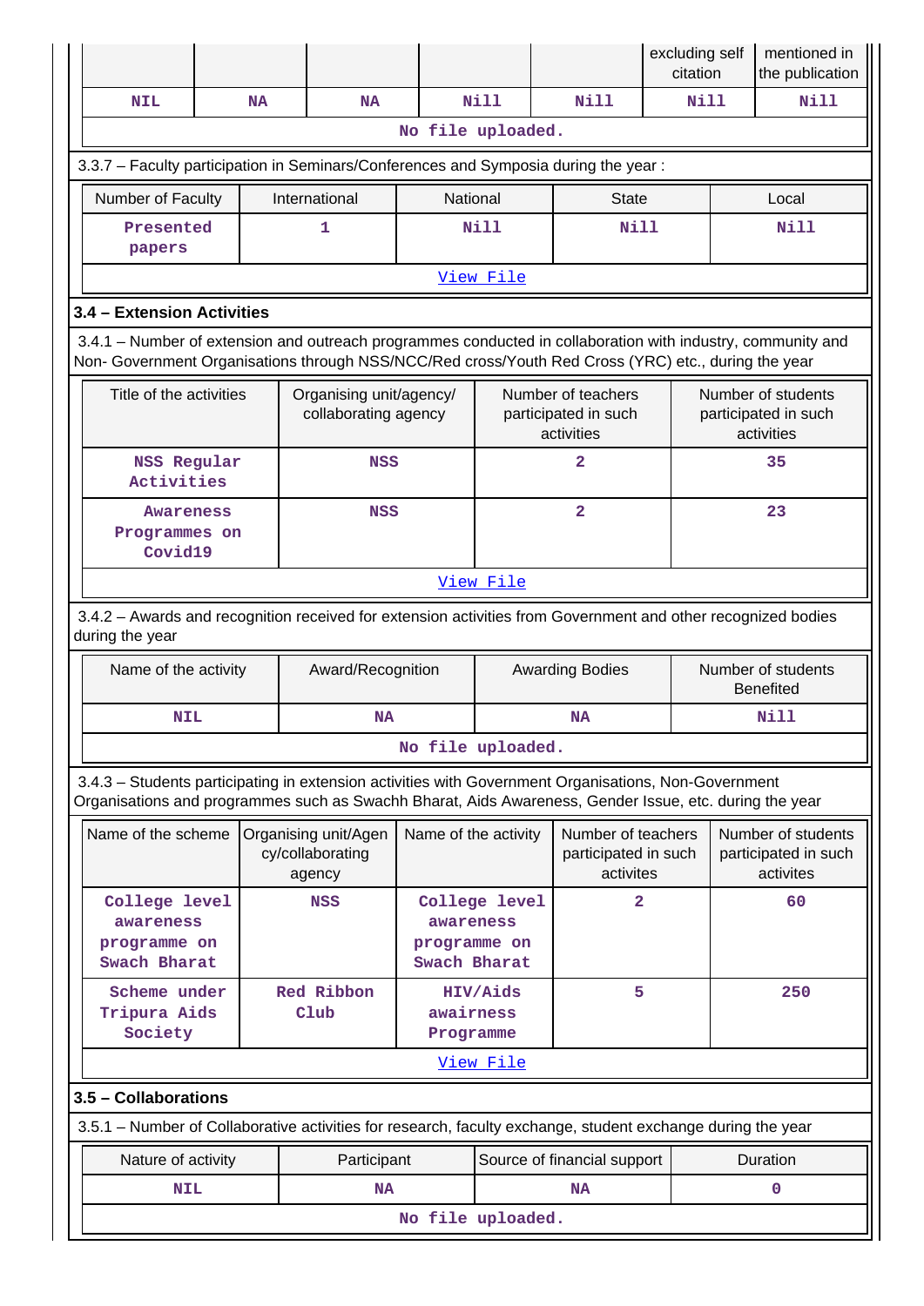| | | | | | excluding self citation | mentioned in the publication |
|---|---|---|---|---|---|---|
| NIL | NA | NA | Nill | Nill | Nill | Nill |

No file uploaded.

3.3.7 – Faculty participation in Seminars/Conferences and Symposia during the year :

| Number of Faculty | International | National | State | Local |
|---|---|---|---|---|
| Presented papers | 1 | Nill | Nill | Nill |

View File

### 3.4 – Extension Activities

3.4.1 – Number of extension and outreach programmes conducted in collaboration with industry, community and Non- Government Organisations through NSS/NCC/Red cross/Youth Red Cross (YRC) etc., during the year

| Title of the activities | Organising unit/agency/ collaborating agency | Number of teachers participated in such activities | Number of students participated in such activities |
|---|---|---|---|
| NSS Regular Activities | NSS | 2 | 35 |
| Awareness Programmes on Covid19 | NSS | 2 | 23 |

View File

3.4.2 – Awards and recognition received for extension activities from Government and other recognized bodies during the year

| Name of the activity | Award/Recognition | Awarding Bodies | Number of students Benefited |
|---|---|---|---|
| NIL | NA | NA | Nill |

No file uploaded.

3.4.3 – Students participating in extension activities with Government Organisations, Non-Government Organisations and programmes such as Swachh Bharat, Aids Awareness, Gender Issue, etc. during the year

| Name of the scheme | Organising unit/Agency/collaborating agency | Name of the activity | Number of teachers participated in such activites | Number of students participated in such activites |
|---|---|---|---|---|
| College level awareness programme on Swach Bharat | NSS | College level awareness programme on Swach Bharat | 2 | 60 |
| Scheme under Tripura Aids Society | Red Ribbon Club | HIV/Aids awairness Programme | 5 | 250 |

View File

### 3.5 – Collaborations

3.5.1 – Number of Collaborative activities for research, faculty exchange, student exchange during the year

| Nature of activity | Participant | Source of financial support | Duration |
|---|---|---|---|
| NIL | NA | NA | 0 |

No file uploaded.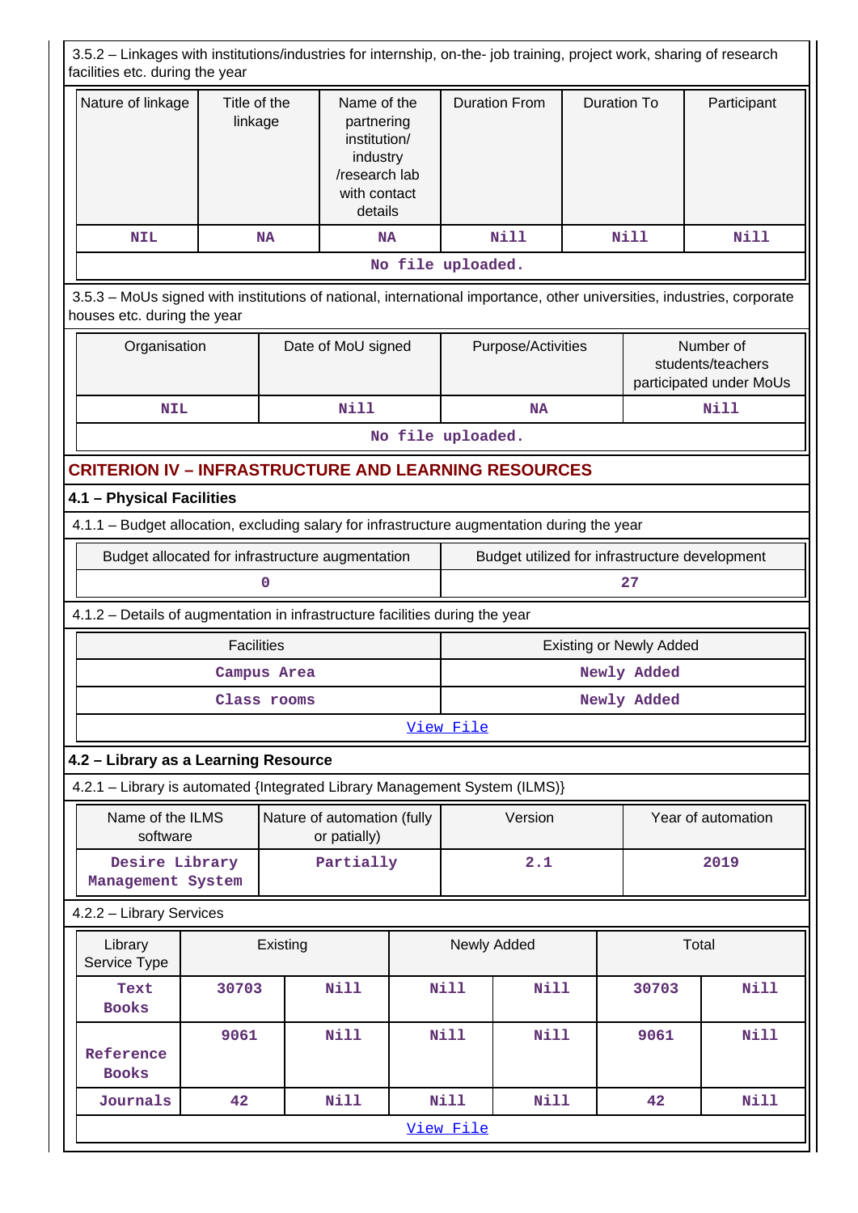3.5.2 – Linkages with institutions/industries for internship, on-the- job training, project work, sharing of research facilities etc. during the year

| Nature of linkage | Title of the linkage | Name of the partnering institution/ industry /research lab with contact details | Duration From | Duration To | Participant |
|---|---|---|---|---|---|
| NIL | NA | NA | Nill | Nill | Nill |

No file uploaded.

3.5.3 – MoUs signed with institutions of national, international importance, other universities, industries, corporate houses etc. during the year

| Organisation | Date of MoU signed | Purpose/Activities | Number of students/teachers participated under MoUs |
|---|---|---|---|
| NIL | Nill | NA | Nill |

No file uploaded.

## CRITERION IV – INFRASTRUCTURE AND LEARNING RESOURCES

### 4.1 – Physical Facilities

4.1.1 – Budget allocation, excluding salary for infrastructure augmentation during the year

| Budget allocated for infrastructure augmentation | Budget utilized for infrastructure development |
|---|---|
| 0 | 27 |

4.1.2 – Details of augmentation in infrastructure facilities during the year

| Facilities | Existing or Newly Added |
|---|---|
| Campus Area | Newly Added |
| Class rooms | Newly Added |

View File

### 4.2 – Library as a Learning Resource

4.2.1 – Library is automated {Integrated Library Management System (ILMS)}

| Name of the ILMS software | Nature of automation (fully or patially) | Version | Year of automation |
|---|---|---|---|
| Desire Library Management System | Partially | 2.1 | 2019 |

4.2.2 – Library Services

| Library Service Type | Existing | | Newly Added | | Total | |
|---|---|---|---|---|---|---|
| Text Books | 30703 | Nill | Nill | Nill | 30703 | Nill |
| Reference Books | 9061 | Nill | Nill | Nill | 9061 | Nill |
| Journals | 42 | Nill | Nill | Nill | 42 | Nill |

View File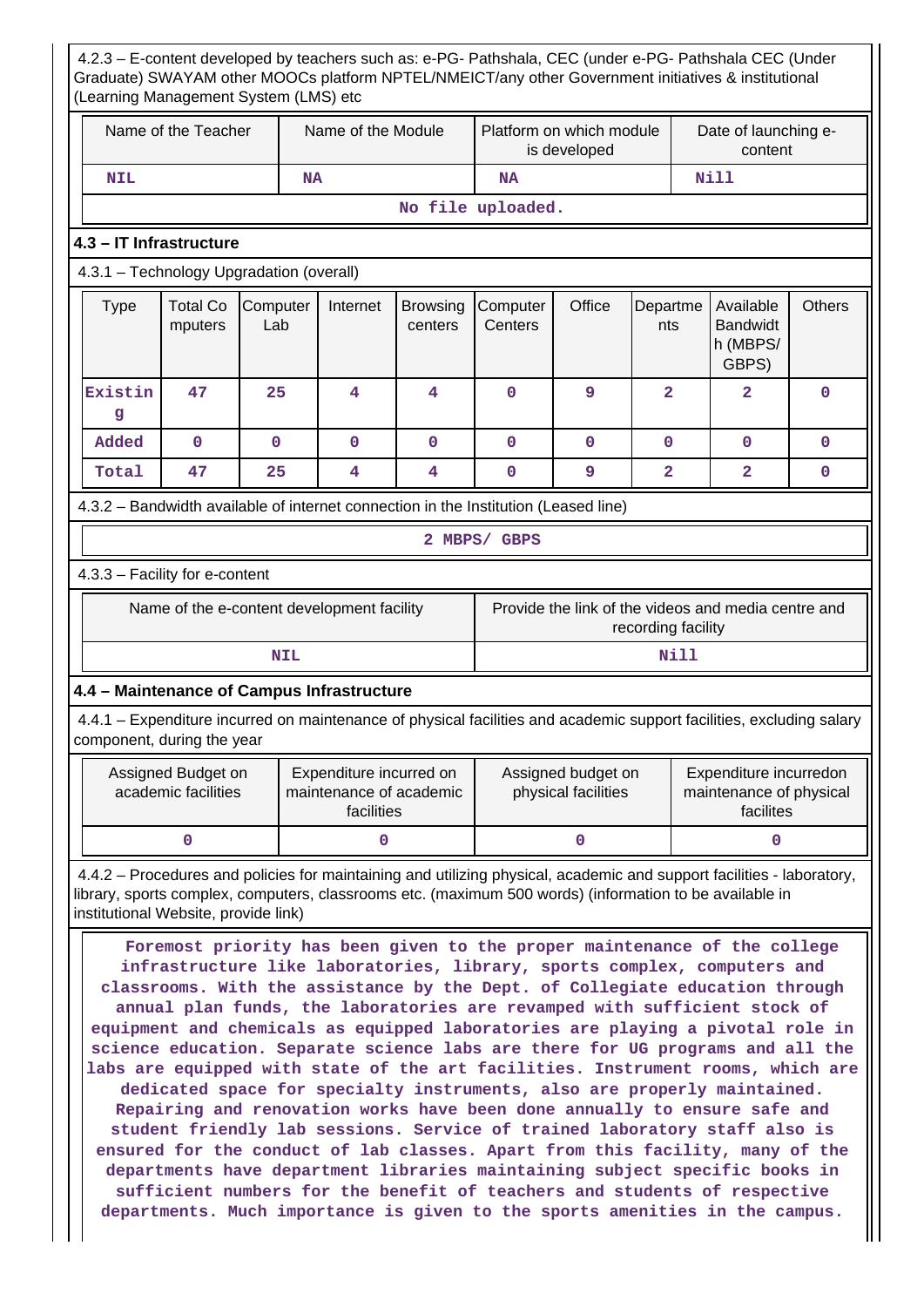4.2.3 – E-content developed by teachers such as: e-PG- Pathshala, CEC (under e-PG- Pathshala CEC (Under Graduate) SWAYAM other MOOCs platform NPTEL/NMEICT/any other Government initiatives & institutional (Learning Management System (LMS) etc

| Name of the Teacher | Name of the Module | Platform on which module is developed | Date of launching e-content |
|---|---|---|---|
| NIL | NA | NA | Nill |
| No file uploaded. | | | |

### 4.3 – IT Infrastructure

4.3.1 – Technology Upgradation (overall)

| Type | Total Computers | Computer Lab | Internet | Browsing centers | Computer Centers | Office | Departments | Available Bandwidth (MBPS/ GBPS) | Others |
|---|---|---|---|---|---|---|---|---|---|
| Existing | 47 | 25 | 4 | 4 | 0 | 9 | 2 | 2 | 0 |
| Added | 0 | 0 | 0 | 0 | 0 | 0 | 0 | 0 | 0 |
| Total | 47 | 25 | 4 | 4 | 0 | 9 | 2 | 2 | 0 |

4.3.2 – Bandwidth available of internet connection in the Institution (Leased line)

2 MBPS/ GBPS

4.3.3 – Facility for e-content

| Name of the e-content development facility | Provide the link of the videos and media centre and recording facility |
|---|---|
| NIL | Nill |

### 4.4 – Maintenance of Campus Infrastructure

4.4.1 – Expenditure incurred on maintenance of physical facilities and academic support facilities, excluding salary component, during the year

| Assigned Budget on academic facilities | Expenditure incurred on maintenance of academic facilities | Assigned budget on physical facilities | Expenditure incurredon maintenance of physical facilites |
|---|---|---|---|
| 0 | 0 | 0 | 0 |

4.4.2 – Procedures and policies for maintaining and utilizing physical, academic and support facilities - laboratory, library, sports complex, computers, classrooms etc. (maximum 500 words) (information to be available in institutional Website, provide link)

Foremost priority has been given to the proper maintenance of the college infrastructure like laboratories, library, sports complex, computers and classrooms. With the assistance by the Dept. of Collegiate education through annual plan funds, the laboratories are revamped with sufficient stock of equipment and chemicals as equipped laboratories are playing a pivotal role in science education. Separate science labs are there for UG programs and all the labs are equipped with state of the art facilities. Instrument rooms, which are dedicated space for specialty instruments, also are properly maintained. Repairing and renovation works have been done annually to ensure safe and student friendly lab sessions. Service of trained laboratory staff also is ensured for the conduct of lab classes. Apart from this facility, many of the departments have department libraries maintaining subject specific books in sufficient numbers for the benefit of teachers and students of respective departments. Much importance is given to the sports amenities in the campus.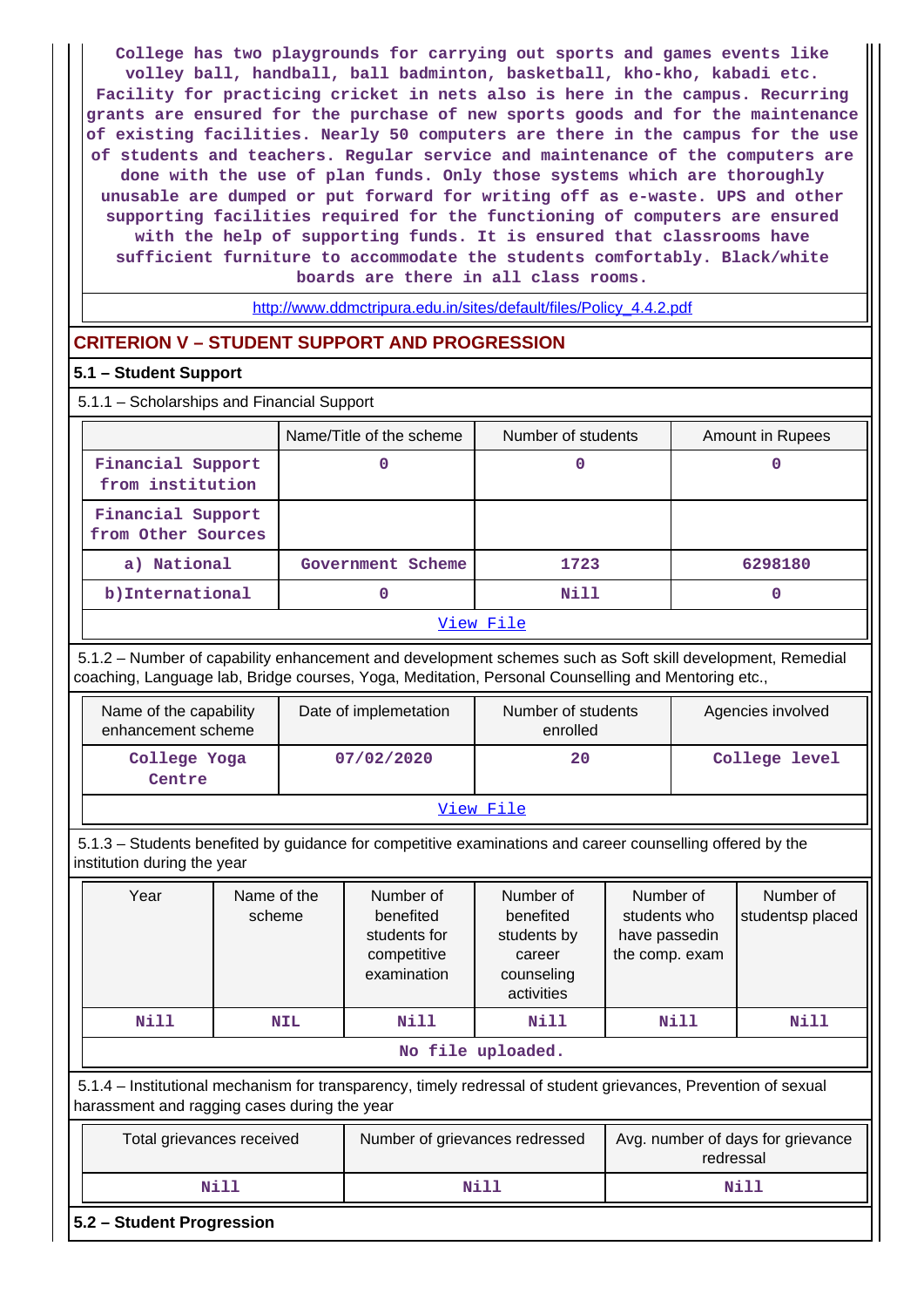College has two playgrounds for carrying out sports and games events like volley ball, handball, ball badminton, basketball, kho-kho, kabadi etc. Facility for practicing cricket in nets also is here in the campus. Recurring grants are ensured for the purchase of new sports goods and for the maintenance of existing facilities. Nearly 50 computers are there in the campus for the use of students and teachers. Regular service and maintenance of the computers are done with the use of plan funds. Only those systems which are thoroughly unusable are dumped or put forward for writing off as e-waste. UPS and other supporting facilities required for the functioning of computers are ensured with the help of supporting funds. It is ensured that classrooms have sufficient furniture to accommodate the students comfortably. Black/white boards are there in all class rooms.

http://www.ddmctripura.edu.in/sites/default/files/Policy_4.4.2.pdf

## CRITERION V – STUDENT SUPPORT AND PROGRESSION

### 5.1 – Student Support

5.1.1 – Scholarships and Financial Support

| | Name/Title of the scheme | Number of students | Amount in Rupees |
|---|---|---|---|
| Financial Support from institution | 0 | 0 | 0 |
| Financial Support from Other Sources | | | |
| a) National | Government Scheme | 1723 | 6298180 |
| b)International | 0 | Nill | 0 |

View File

5.1.2 – Number of capability enhancement and development schemes such as Soft skill development, Remedial coaching, Language lab, Bridge courses, Yoga, Meditation, Personal Counselling and Mentoring etc.,

| Name of the capability enhancement scheme | Date of implemetation | Number of students enrolled | Agencies involved |
|---|---|---|---|
| College Yoga Centre | 07/02/2020 | 20 | College level |

View File

5.1.3 – Students benefited by guidance for competitive examinations and career counselling offered by the institution during the year

| Year | Name of the scheme | Number of benefited students for competitive examination | Number of benefited students by career counseling activities | Number of students who have passedin the comp. exam | Number of studentsp placed |
|---|---|---|---|---|---|
| Nill | NIL | Nill | Nill | Nill | Nill |

No file uploaded.

5.1.4 – Institutional mechanism for transparency, timely redressal of student grievances, Prevention of sexual harassment and ragging cases during the year

| Total grievances received | Number of grievances redressed | Avg. number of days for grievance redressal |
|---|---|---|
| Nill | Nill | Nill |

### 5.2 – Student Progression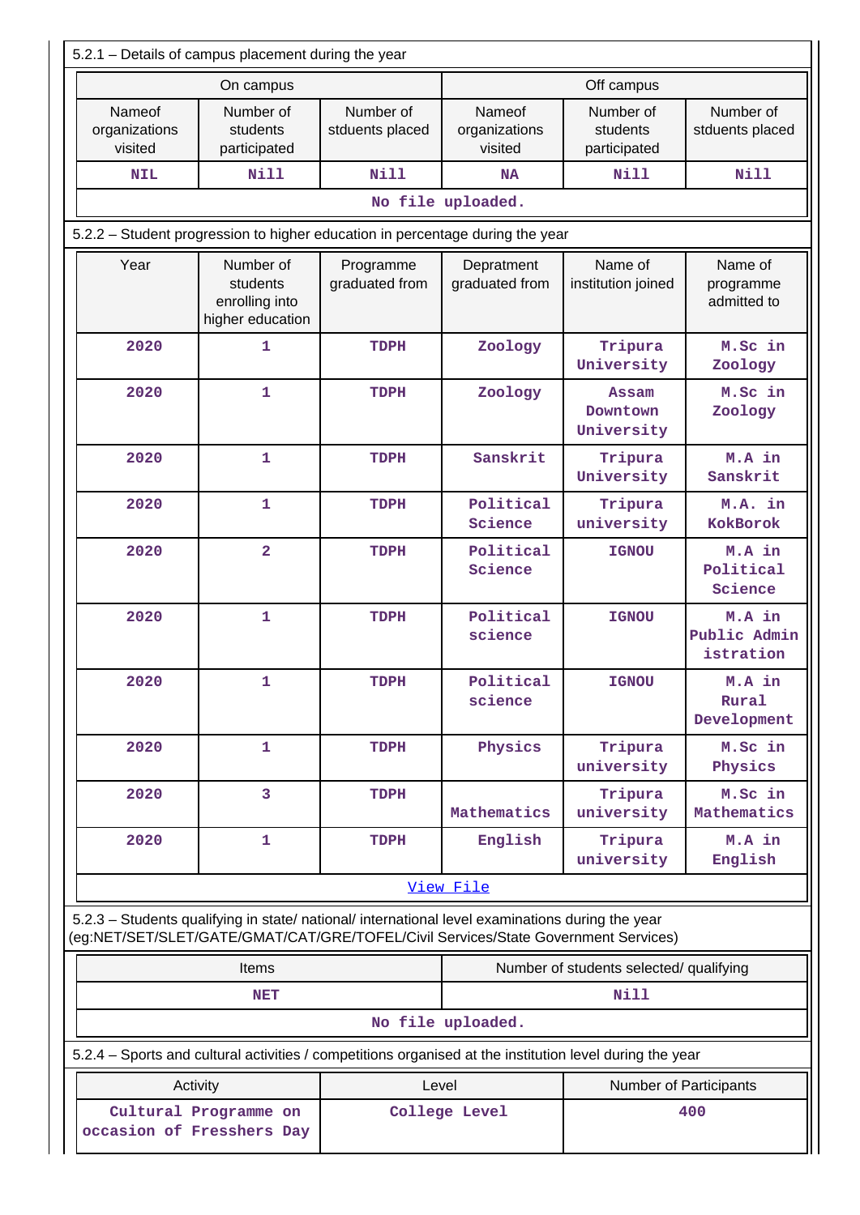5.2.1 – Details of campus placement during the year

| On campus | | | Off campus | | |
|---|---|---|---|---|---|
| Nameof organizations visited | Number of students participated | Number of stduents placed | Nameof organizations visited | Number of students participated | Number of stduents placed |
| NIL | Nill | Nill | NA | Nill | Nill |

No file uploaded.

5.2.2 – Student progression to higher education in percentage during the year

| Year | Number of students enrolling into higher education | Programme graduated from | Depratment graduated from | Name of institution joined | Name of programme admitted to |
|---|---|---|---|---|---|
| 2020 | 1 | TDPH | Zoology | Tripura University | M.Sc in Zoology |
| 2020 | 1 | TDPH | Zoology | Assam Downtown University | M.Sc in Zoology |
| 2020 | 1 | TDPH | Sanskrit | Tripura University | M.A in Sanskrit |
| 2020 | 1 | TDPH | Political Science | Tripura university | M.A. in KokBorok |
| 2020 | 2 | TDPH | Political Science | IGNOU | M.A in Political Science |
| 2020 | 1 | TDPH | Political science | IGNOU | M.A in Public Admin istration |
| 2020 | 1 | TDPH | Political science | IGNOU | M.A in Rural Development |
| 2020 | 1 | TDPH | Physics | Tripura university | M.Sc in Physics |
| 2020 | 3 | TDPH | Mathematics | Tripura university | M.Sc in Mathematics |
| 2020 | 1 | TDPH | English | Tripura university | M.A in English |

View File

5.2.3 – Students qualifying in state/ national/ international level examinations during the year (eg:NET/SET/SLET/GATE/GMAT/CAT/GRE/TOFEL/Civil Services/State Government Services)

| Items | Number of students selected/ qualifying |
|---|---|
| NET | Nill |

No file uploaded.

5.2.4 – Sports and cultural activities / competitions organised at the institution level during the year

| Activity | Level | Number of Participants |
|---|---|---|
| Cultural Programme on occasion of Fresshers Day | College Level | 400 |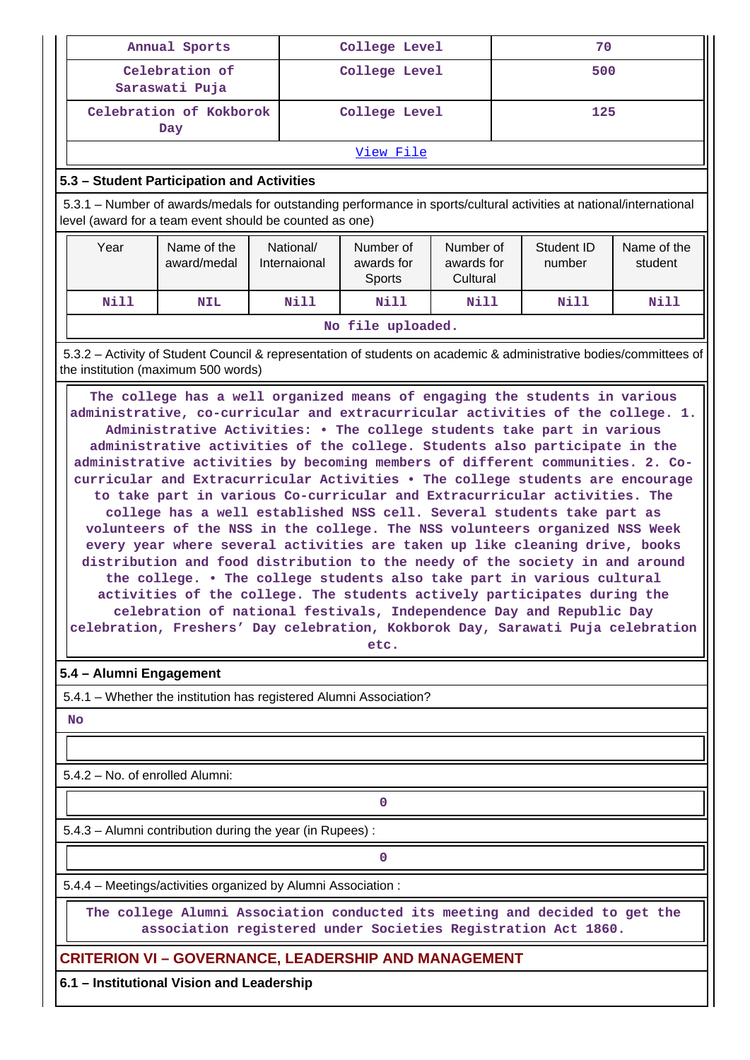| Annual Sports | College Level | 70 |
|---|---|---|
| Celebration of Saraswati Puja | College Level | 500 |
| Celebration of Kokborok Day | College Level | 125 |
| View File | | |

### 5.3 – Student Participation and Activities

5.3.1 – Number of awards/medals for outstanding performance in sports/cultural activities at national/international level (award for a team event should be counted as one)

| Year | Name of the award/medal | National/ Internaional | Number of awards for Sports | Number of awards for Cultural | Student ID number | Name of the student |
|---|---|---|---|---|---|---|
| Nill | NIL | Nill | Nill | Nill | Nill | Nill |
| No file uploaded. | | | | | | |

5.3.2 – Activity of Student Council & representation of students on academic & administrative bodies/committees of the institution (maximum 500 words)

The college has a well organized means of engaging the students in various administrative, co-curricular and extracurricular activities of the college. 1. Administrative Activities: • The college students take part in various administrative activities of the college. Students also participate in the administrative activities by becoming members of different communities. 2. Co-curricular and Extracurricular Activities • The college students are encourage to take part in various Co-curricular and Extracurricular activities. The college has a well established NSS cell. Several students take part as volunteers of the NSS in the college. The NSS volunteers organized NSS Week every year where several activities are taken up like cleaning drive, books distribution and food distribution to the needy of the society in and around the college. • The college students also take part in various cultural activities of the college. The students actively participates during the celebration of national festivals, Independence Day and Republic Day celebration, Freshers' Day celebration, Kokborok Day, Sarawati Puja celebration etc.

### 5.4 – Alumni Engagement

5.4.1 – Whether the institution has registered Alumni Association?

No

5.4.2 – No. of enrolled Alumni:

0

5.4.3 – Alumni contribution during the year (in Rupees) :

0

5.4.4 – Meetings/activities organized by Alumni Association :

The college Alumni Association conducted its meeting and decided to get the association registered under Societies Registration Act 1860.

## CRITERION VI – GOVERNANCE, LEADERSHIP AND MANAGEMENT

### 6.1 – Institutional Vision and Leadership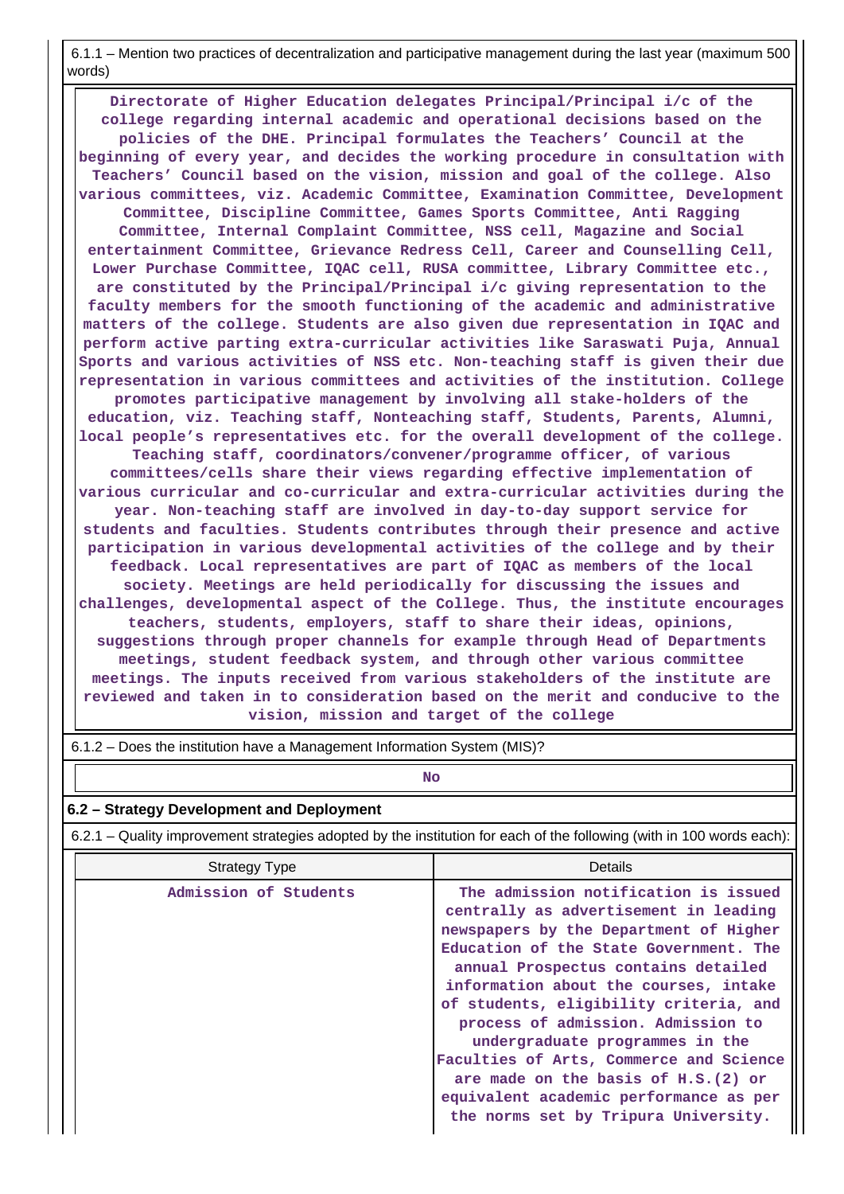6.1.1 – Mention two practices of decentralization and participative management during the last year (maximum 500 words)

Directorate of Higher Education delegates Principal/Principal i/c of the college regarding internal academic and operational decisions based on the policies of the DHE. Principal formulates the Teachers' Council at the beginning of every year, and decides the working procedure in consultation with Teachers' Council based on the vision, mission and goal of the college. Also various committees, viz. Academic Committee, Examination Committee, Development Committee, Discipline Committee, Games Sports Committee, Anti Ragging Committee, Internal Complaint Committee, NSS cell, Magazine and Social entertainment Committee, Grievance Redress Cell, Career and Counselling Cell, Lower Purchase Committee, IQAC cell, RUSA committee, Library Committee etc., are constituted by the Principal/Principal i/c giving representation to the faculty members for the smooth functioning of the academic and administrative matters of the college. Students are also given due representation in IQAC and perform active parting extra-curricular activities like Saraswati Puja, Annual Sports and various activities of NSS etc. Non-teaching staff is given their due representation in various committees and activities of the institution. College promotes participative management by involving all stake-holders of the education, viz. Teaching staff, Nonteaching staff, Students, Parents, Alumni, local people's representatives etc. for the overall development of the college. Teaching staff, coordinators/convener/programme officer, of various committees/cells share their views regarding effective implementation of various curricular and co-curricular and extra-curricular activities during the year. Non-teaching staff are involved in day-to-day support service for students and faculties. Students contributes through their presence and active participation in various developmental activities of the college and by their feedback. Local representatives are part of IQAC as members of the local society. Meetings are held periodically for discussing the issues and challenges, developmental aspect of the College. Thus, the institute encourages teachers, students, employers, staff to share their ideas, opinions, suggestions through proper channels for example through Head of Departments meetings, student feedback system, and through other various committee meetings. The inputs received from various stakeholders of the institute are reviewed and taken in to consideration based on the merit and conducive to the vision, mission and target of the college

6.1.2 – Does the institution have a Management Information System (MIS)?

No

## 6.2 – Strategy Development and Deployment

6.2.1 – Quality improvement strategies adopted by the institution for each of the following (with in 100 words each):

| Strategy Type | Details |
|---|---|
| Admission of Students | The admission notification is issued centrally as advertisement in leading newspapers by the Department of Higher Education of the State Government. The annual Prospectus contains detailed information about the courses, intake of students, eligibility criteria, and process of admission. Admission to undergraduate programmes in the Faculties of Arts, Commerce and Science are made on the basis of H.S.(2) or equivalent academic performance as per the norms set by Tripura University. |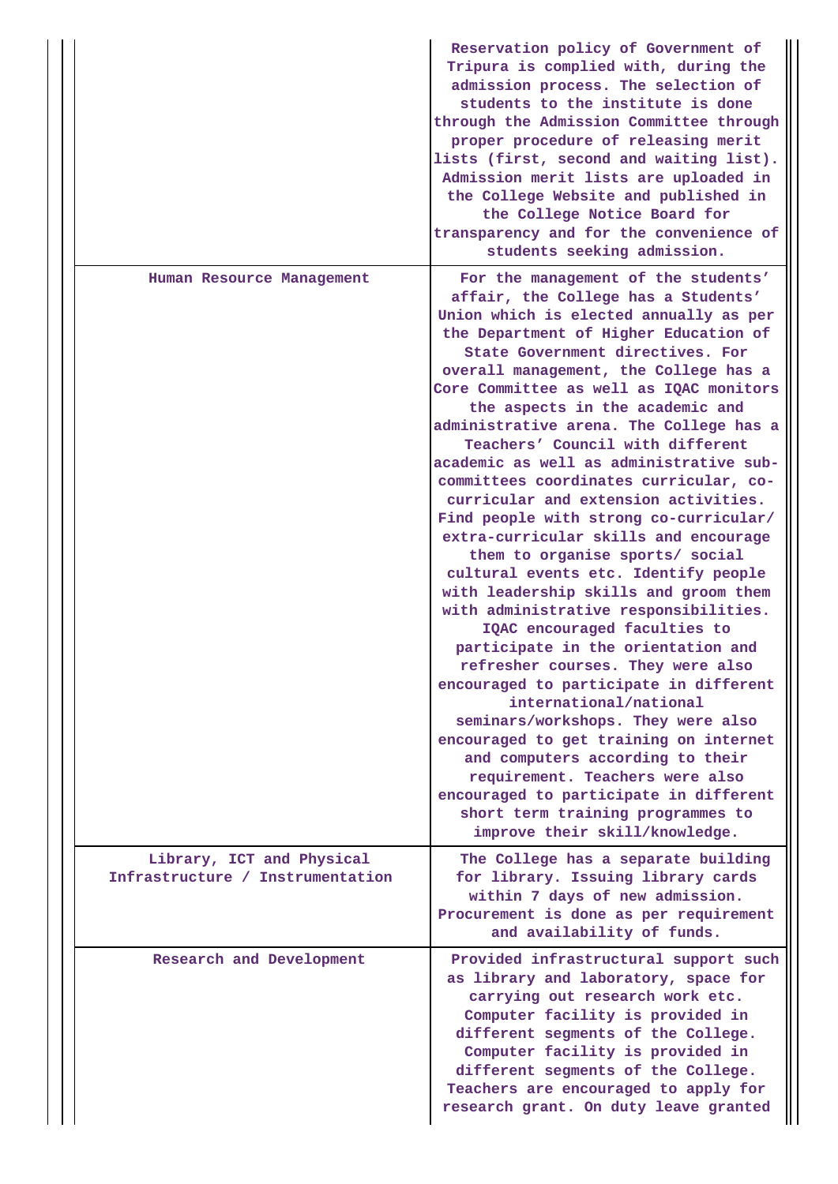| | |
|---|---|
| | Reservation policy of Government of Tripura is complied with, during the admission process. The selection of students to the institute is done through the Admission Committee through proper procedure of releasing merit lists (first, second and waiting list). Admission merit lists are uploaded in the College Website and published in the College Notice Board for transparency and for the convenience of students seeking admission. |
| Human Resource Management | For the management of the students' affair, the College has a Students' Union which is elected annually as per the Department of Higher Education of State Government directives. For overall management, the College has a Core Committee as well as IQAC monitors the aspects in the academic and administrative arena. The College has a Teachers' Council with different academic as well as administrative sub-committees coordinates curricular, co-curricular and extension activities. Find people with strong co-curricular/ extra-curricular skills and encourage them to organise sports/ social cultural events etc. Identify people with leadership skills and groom them with administrative responsibilities. IQAC encouraged faculties to participate in the orientation and refresher courses. They were also encouraged to participate in different international/national seminars/workshops. They were also encouraged to get training on internet and computers according to their requirement. Teachers were also encouraged to participate in different short term training programmes to improve their skill/knowledge. |
| Library, ICT and Physical Infrastructure / Instrumentation | The College has a separate building for library. Issuing library cards within 7 days of new admission. Procurement is done as per requirement and availability of funds. |
| Research and Development | Provided infrastructural support such as library and laboratory, space for carrying out research work etc. Computer facility is provided in different segments of the College. Computer facility is provided in different segments of the College. Teachers are encouraged to apply for research grant. On duty leave granted |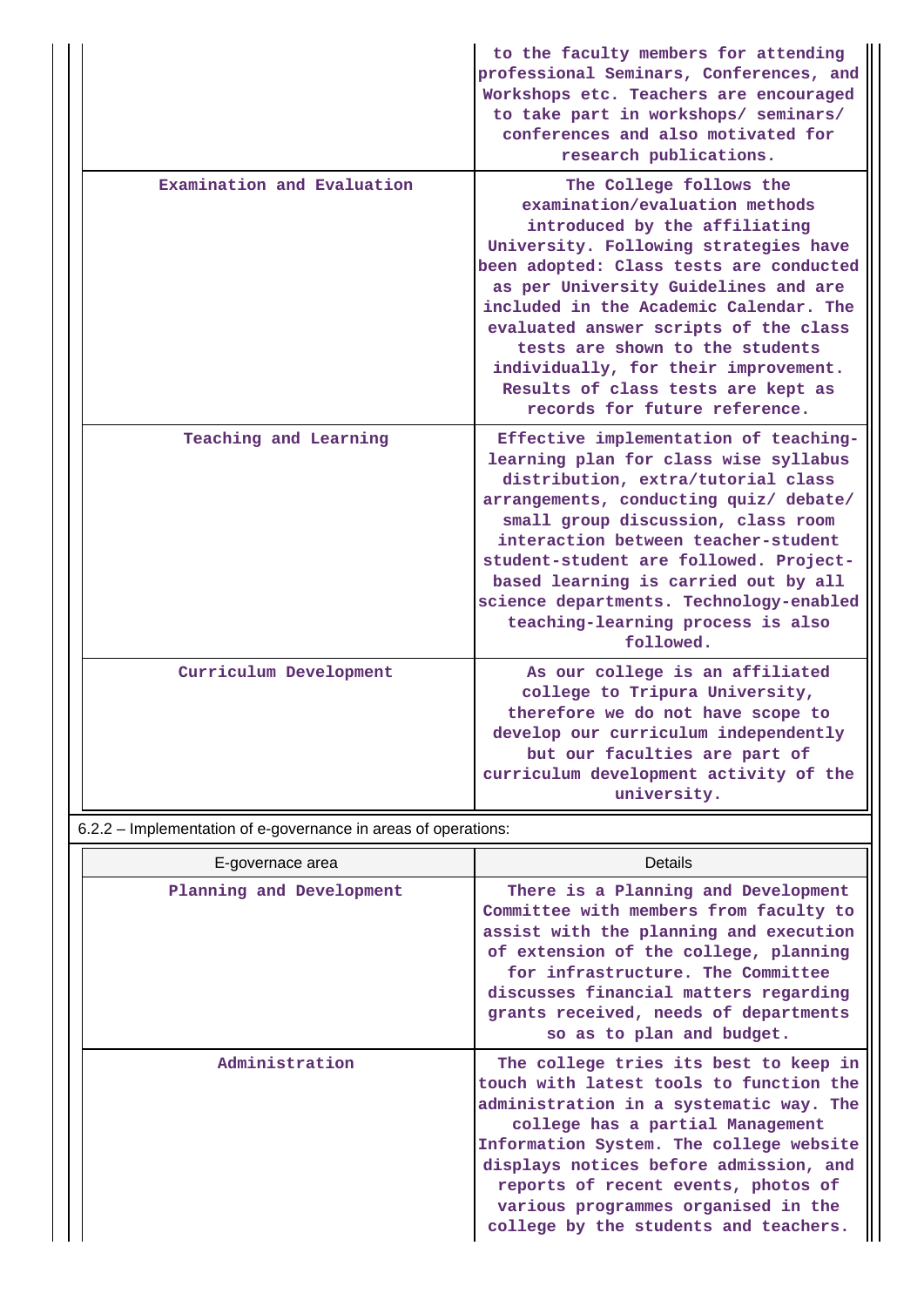| | |
|---|---|
| | to the faculty members for attending professional Seminars, Conferences, and Workshops etc. Teachers are encouraged to take part in workshops/ seminars/ conferences and also motivated for research publications. |
| Examination and Evaluation | The College follows the examination/evaluation methods introduced by the affiliating University. Following strategies have been adopted: Class tests are conducted as per University Guidelines and are included in the Academic Calendar. The evaluated answer scripts of the class tests are shown to the students individually, for their improvement. Results of class tests are kept as records for future reference. |
| Teaching and Learning | Effective implementation of teaching-learning plan for class wise syllabus distribution, extra/tutorial class arrangements, conducting quiz/ debate/ small group discussion, class room interaction between teacher-student student-student are followed. Project-based learning is carried out by all science departments. Technology-enabled teaching-learning process is also followed. |
| Curriculum Development | As our college is an affiliated college to Tripura University, therefore we do not have scope to develop our curriculum independently but our faculties are part of curriculum development activity of the university. |

6.2.2 – Implementation of e-governance in areas of operations:

| E-governace area | Details |
|---|---|
| Planning and Development | There is a Planning and Development Committee with members from faculty to assist with the planning and execution of extension of the college, planning for infrastructure. The Committee discusses financial matters regarding grants received, needs of departments so as to plan and budget. |
| Administration | The college tries its best to keep in touch with latest tools to function the administration in a systematic way. The college has a partial Management Information System. The college website displays notices before admission, and reports of recent events, photos of various programmes organised in the college by the students and teachers. |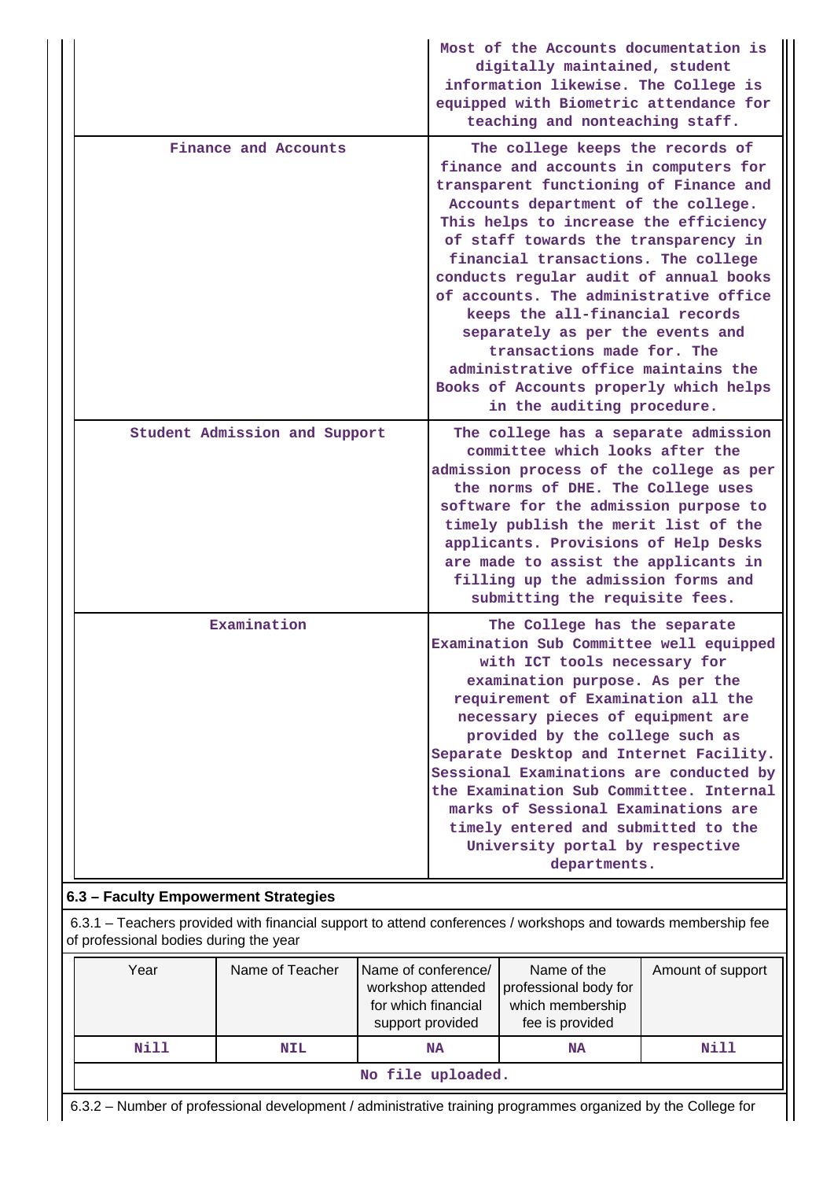| | |
|---|---|
| | Most of the Accounts documentation is digitally maintained, student information likewise. The College is equipped with Biometric attendance for teaching and nonteaching staff. |
| Finance and Accounts | The college keeps the records of finance and accounts in computers for transparent functioning of Finance and Accounts department of the college. This helps to increase the efficiency of staff towards the transparency in financial transactions. The college conducts regular audit of annual books of accounts. The administrative office keeps the all-financial records separately as per the events and transactions made for. The administrative office maintains the Books of Accounts properly which helps in the auditing procedure. |
| Student Admission and Support | The college has a separate admission committee which looks after the admission process of the college as per the norms of DHE. The College uses software for the admission purpose to timely publish the merit list of the applicants. Provisions of Help Desks are made to assist the applicants in filling up the admission forms and submitting the requisite fees. |
| Examination | The College has the separate Examination Sub Committee well equipped with ICT tools necessary for examination purpose. As per the requirement of Examination all the necessary pieces of equipment are provided by the college such as Separate Desktop and Internet Facility. Sessional Examinations are conducted by the Examination Sub Committee. Internal marks of Sessional Examinations are timely entered and submitted to the University portal by respective departments. |

## 6.3 – Faculty Empowerment Strategies

6.3.1 – Teachers provided with financial support to attend conferences / workshops and towards membership fee of professional bodies during the year

| Year | Name of Teacher | Name of conference/ workshop attended for which financial support provided | Name of the professional body for which membership fee is provided | Amount of support |
|---|---|---|---|---|
| Nill | NIL | NA | NA | Nill |
| No file uploaded. | | | | |

6.3.2 – Number of professional development / administrative training programmes organized by the College for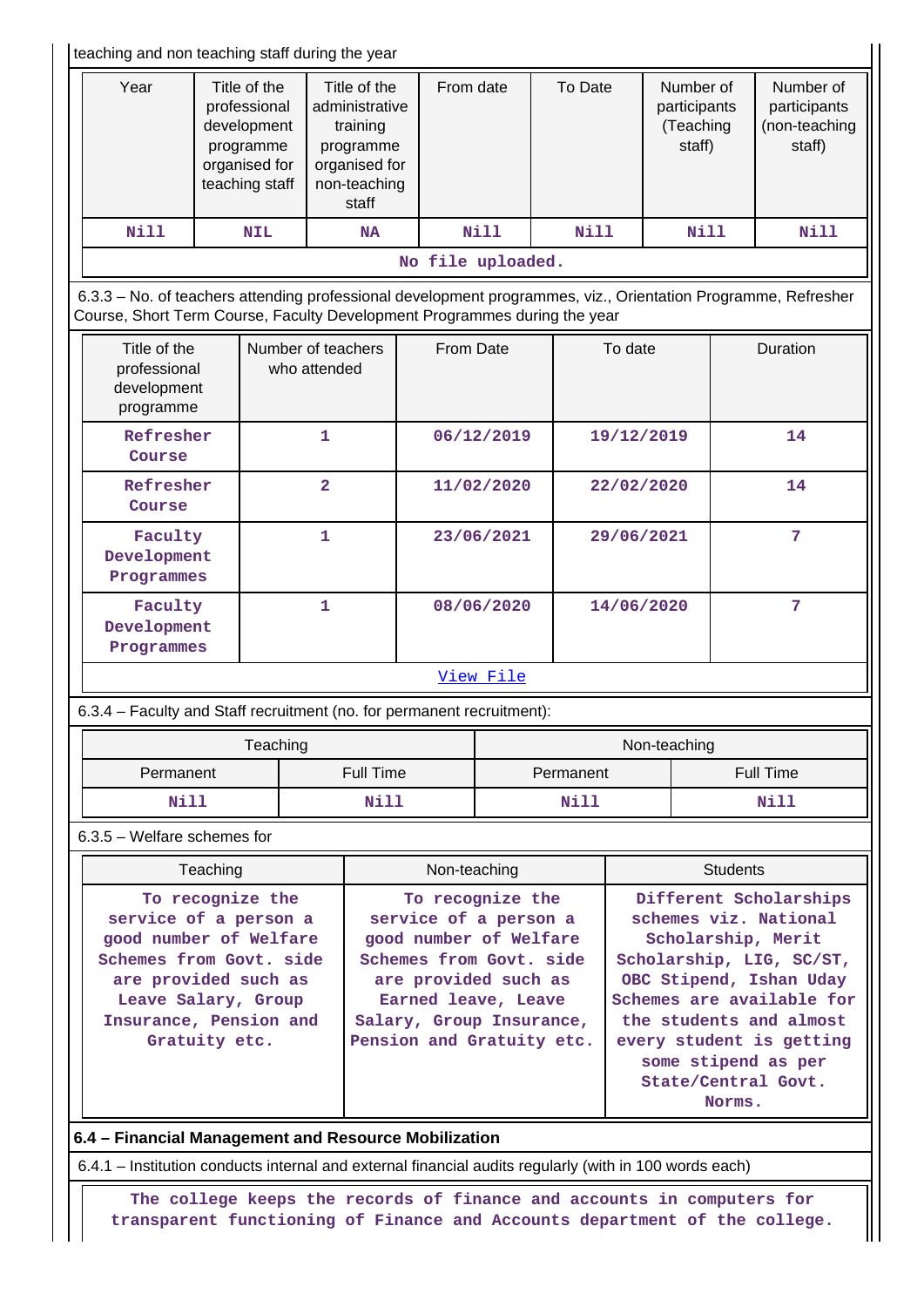teaching and non teaching staff during the year

| Year | Title of the professional development programme organised for teaching staff | Title of the administrative training programme organised for non-teaching staff | From date | To Date | Number of participants (Teaching staff) | Number of participants (non-teaching staff) |
|---|---|---|---|---|---|---|
| Nill | NIL | NA | Nill | Nill | Nill | Nill |
| No file uploaded. | | | | | | |

6.3.3 – No. of teachers attending professional development programmes, viz., Orientation Programme, Refresher Course, Short Term Course, Faculty Development Programmes during the year

| Title of the professional development programme | Number of teachers who attended | From Date | To date | Duration |
|---|---|---|---|---|
| Refresher Course | 1 | 06/12/2019 | 19/12/2019 | 14 |
| Refresher Course | 2 | 11/02/2020 | 22/02/2020 | 14 |
| Faculty Development Programmes | 1 | 23/06/2021 | 29/06/2021 | 7 |
| Faculty Development Programmes | 1 | 08/06/2020 | 14/06/2020 | 7 |
| View File | | | | |

6.3.4 – Faculty and Staff recruitment (no. for permanent recruitment):

| Teaching | | Non-teaching | |
|---|---|---|---|
| Permanent | Full Time | Permanent | Full Time |
| Nill | Nill | Nill | Nill |

6.3.5 – Welfare schemes for

| Teaching | Non-teaching | Students |
|---|---|---|
| To recognize the service of a person a good number of Welfare Schemes from Govt. side are provided such as Leave Salary, Group Insurance, Pension and Gratuity etc. | To recognize the service of a person a good number of Welfare Schemes from Govt. side are provided such as Earned leave, Leave Salary, Group Insurance, Pension and Gratuity etc. | Different Scholarships schemes viz. National Scholarship, Merit Scholarship, LIG, SC/ST, OBC Stipend, Ishan Uday Schemes are available for the students and almost every student is getting some stipend as per State/Central Govt. Norms. |

**6.4 – Financial Management and Resource Mobilization**

6.4.1 – Institution conducts internal and external financial audits regularly (with in 100 words each)

The college keeps the records of finance and accounts in computers for transparent functioning of Finance and Accounts department of the college.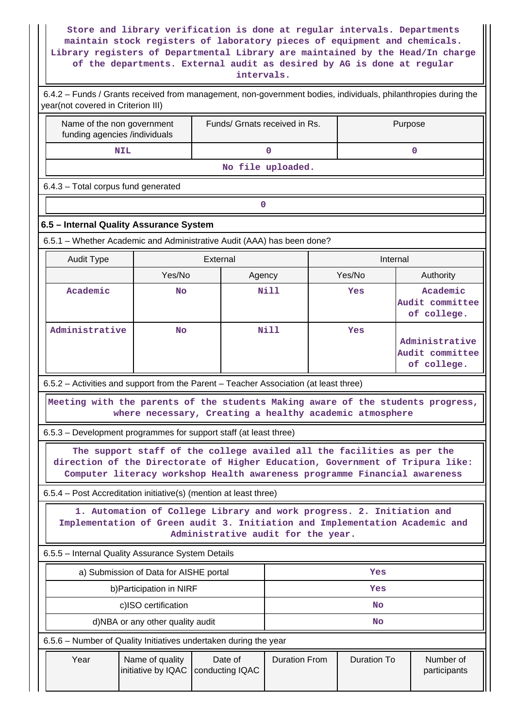Store and library verification is done at regular intervals. Departments maintain stock registers of laboratory pieces of equipment and chemicals. Library registers of Departmental Library are maintained by the Head/In charge of the departments. External audit as desired by AG is done at regular intervals.

6.4.2 – Funds / Grants received from management, non-government bodies, individuals, philanthropies during the year(not covered in Criterion III)

| Name of the non government funding agencies /individuals | Funds/ Grnats received in Rs. | Purpose |
|---|---|---|
| NIL | 0 | 0 |
| No file uploaded. | | |

6.4.3 – Total corpus fund generated

| 0 |
|---|

## 6.5 – Internal Quality Assurance System

6.5.1 – Whether Academic and Administrative Audit (AAA) has been done?

| Audit Type | External | | Internal | |
|---|---|---|---|---|
| | Yes/No | Agency | Yes/No | Authority |
| Academic | No | Nill | Yes | Academic Audit committee of college. |
| Administrative | No | Nill | Yes | Administrative Audit committee of college. |

6.5.2 – Activities and support from the Parent – Teacher Association (at least three)

Meeting with the parents of the students Making aware of the students progress, where necessary, Creating a healthy academic atmosphere

6.5.3 – Development programmes for support staff (at least three)

The support staff of the college availed all the facilities as per the direction of the Directorate of Higher Education, Government of Tripura like: Computer literacy workshop Health awareness programme Financial awareness

6.5.4 – Post Accreditation initiative(s) (mention at least three)

1. Automation of College Library and work progress. 2. Initiation and Implementation of Green audit 3. Initiation and Implementation Academic and Administrative audit for the year.

6.5.5 – Internal Quality Assurance System Details

| | |
|---|---|
| a) Submission of Data for AISHE portal | Yes |
| b)Participation in NIRF | Yes |
| c)ISO certification | No |
| d)NBA or any other quality audit | No |

6.5.6 – Number of Quality Initiatives undertaken during the year

| Year | Name of quality initiative by IQAC | Date of conducting IQAC | Duration From | Duration To | Number of participants |
|---|---|---|---|---|---|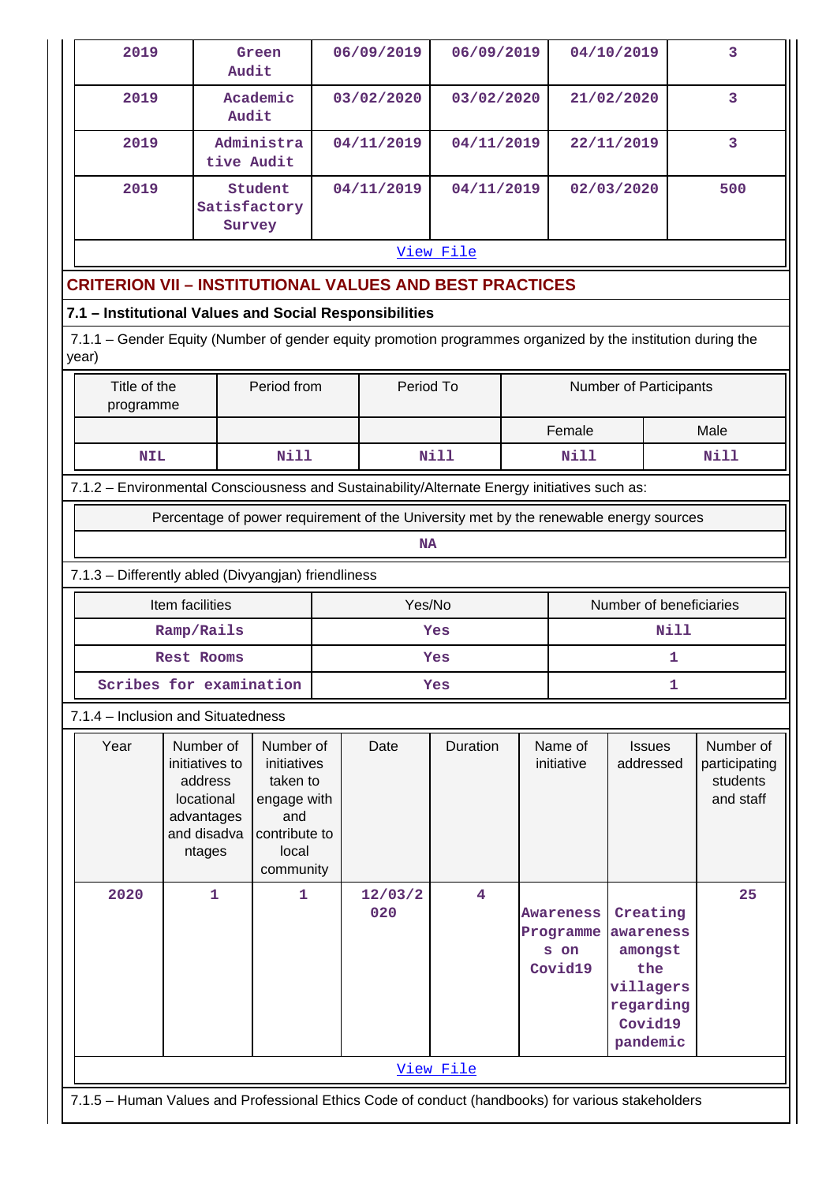| 2019 | Green Audit | 06/09/2019 | 06/09/2019 | 04/10/2019 | 3 |
|---|---|---|---|---|---|
| 2019 | Academic Audit | 03/02/2020 | 03/02/2020 | 21/02/2020 | 3 |
| 2019 | Administrative Audit | 04/11/2019 | 04/11/2019 | 22/11/2019 | 3 |
| 2019 | Student Satisfactory Survey | 04/11/2019 | 04/11/2019 | 02/03/2020 | 500 |

View File

## CRITERION VII – INSTITUTIONAL VALUES AND BEST PRACTICES

### 7.1 – Institutional Values and Social Responsibilities

7.1.1 – Gender Equity (Number of gender equity promotion programmes organized by the institution during the year)

| Title of the programme | Period from | Period To | Number of Participants | |
|---|---|---|---|---|
| | | | Female | Male |
| NIL | Nill | Nill | Nill | Nill |

7.1.2 – Environmental Consciousness and Sustainability/Alternate Energy initiatives such as:

| Percentage of power requirement of the University met by the renewable energy sources |
|---|
| NA |

7.1.3 – Differently abled (Divyangjan) friendliness

| Item facilities | Yes/No | Number of beneficiaries |
|---|---|---|
| Ramp/Rails | Yes | Nill |
| Rest Rooms | Yes | 1 |
| Scribes for examination | Yes | 1 |

7.1.4 – Inclusion and Situatedness

| Year | Number of initiatives to address locational advantages and disadvantages | Number of initiatives taken to engage with and contribute to local community | Date | Duration | Name of initiative | Issues addressed | Number of participating students and staff |
|---|---|---|---|---|---|---|---|
| 2020 | 1 | 1 | 12/03/2020 | 4 | Awareness Programmes on Covid19 | Creating awareness amongst the villagers regarding Covid19 pandemic | 25 |

View File

7.1.5 – Human Values and Professional Ethics Code of conduct (handbooks) for various stakeholders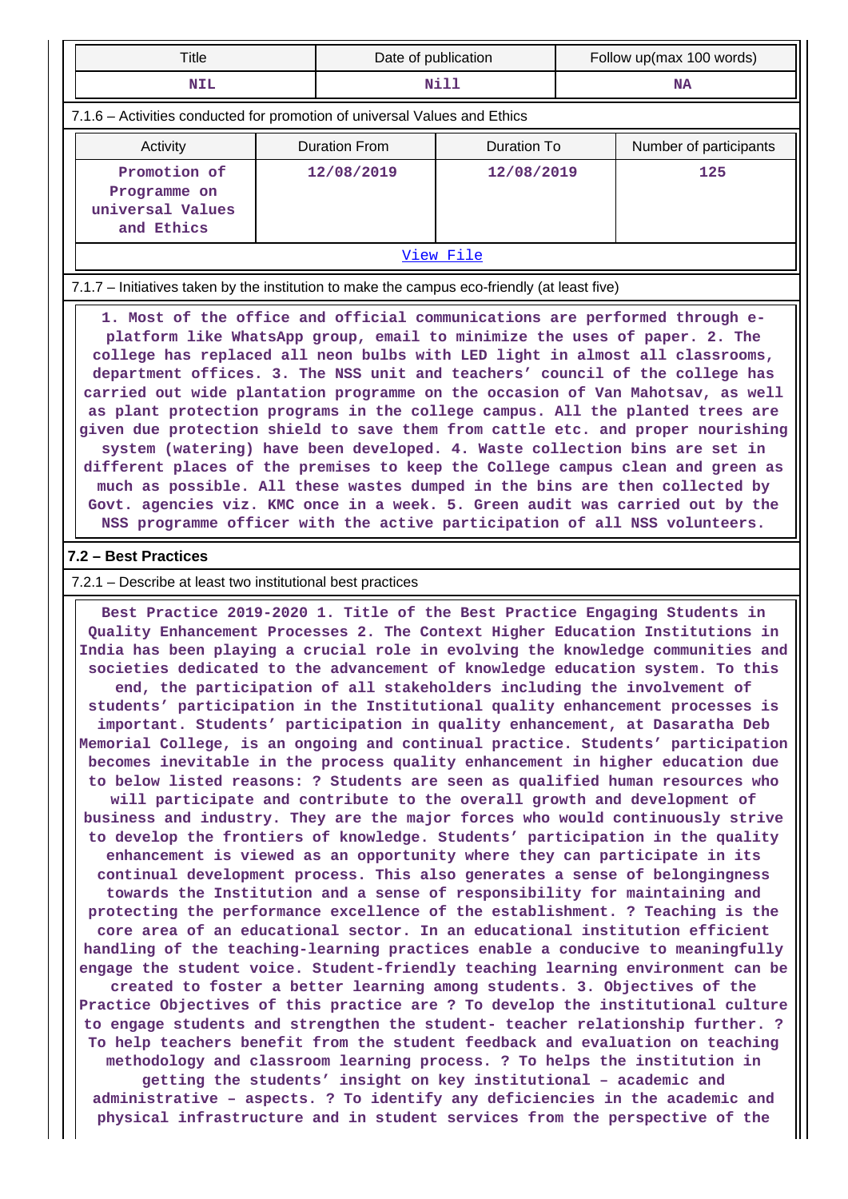| Title | Date of publication | Follow up(max 100 words) |
|---|---|---|
| NIL | Nill | NA |

7.1.6 – Activities conducted for promotion of universal Values and Ethics

| Activity | Duration From | Duration To | Number of participants |
|---|---|---|---|
| Promotion of Programme on universal Values and Ethics | 12/08/2019 | 12/08/2019 | 125 |

View File

7.1.7 – Initiatives taken by the institution to make the campus eco-friendly (at least five)

1. Most of the office and official communications are performed through e-platform like WhatsApp group, email to minimize the uses of paper. 2. The college has replaced all neon bulbs with LED light in almost all classrooms, department offices. 3. The NSS unit and teachers' council of the college has carried out wide plantation programme on the occasion of Van Mahotsav, as well as plant protection programs in the college campus. All the planted trees are given due protection shield to save them from cattle etc. and proper nourishing system (watering) have been developed. 4. Waste collection bins are set in different places of the premises to keep the College campus clean and green as much as possible. All these wastes dumped in the bins are then collected by Govt. agencies viz. KMC once in a week. 5. Green audit was carried out by the NSS programme officer with the active participation of all NSS volunteers.

## 7.2 – Best Practices

7.2.1 – Describe at least two institutional best practices

Best Practice 2019-2020 1. Title of the Best Practice Engaging Students in Quality Enhancement Processes 2. The Context Higher Education Institutions in India has been playing a crucial role in evolving the knowledge communities and societies dedicated to the advancement of knowledge education system. To this end, the participation of all stakeholders including the involvement of students' participation in the Institutional quality enhancement processes is important. Students' participation in quality enhancement, at Dasaratha Deb Memorial College, is an ongoing and continual practice. Students' participation becomes inevitable in the process quality enhancement in higher education due to below listed reasons: ? Students are seen as qualified human resources who will participate and contribute to the overall growth and development of business and industry. They are the major forces who would continuously strive to develop the frontiers of knowledge. Students' participation in the quality enhancement is viewed as an opportunity where they can participate in its continual development process. This also generates a sense of belongingness towards the Institution and a sense of responsibility for maintaining and protecting the performance excellence of the establishment. ? Teaching is the core area of an educational sector. In an educational institution efficient handling of the teaching-learning practices enable a conducive to meaningfully engage the student voice. Student-friendly teaching learning environment can be created to foster a better learning among students. 3. Objectives of the Practice Objectives of this practice are ? To develop the institutional culture to engage students and strengthen the student- teacher relationship further. ? To help teachers benefit from the student feedback and evaluation on teaching methodology and classroom learning process. ? To helps the institution in getting the students' insight on key institutional – academic and administrative – aspects. ? To identify any deficiencies in the academic and physical infrastructure and in student services from the perspective of the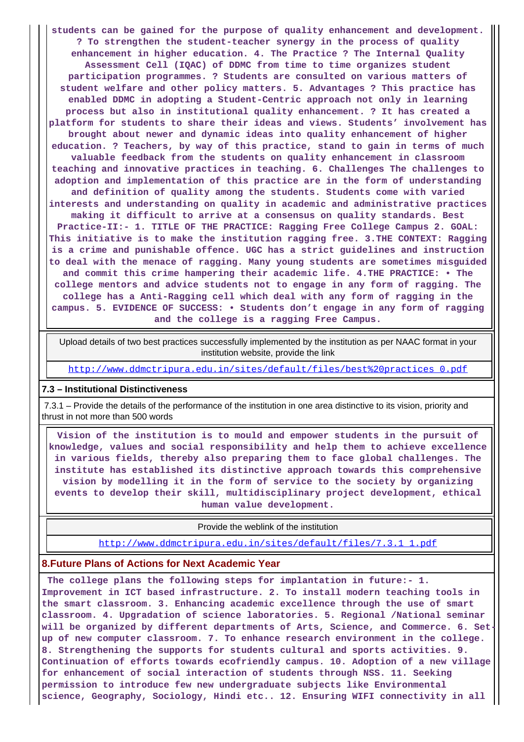**students can be gained for the purpose of quality enhancement and development. ? To strengthen the student-teacher synergy in the process of quality enhancement in higher education. 4. The Practice ? The Internal Quality Assessment Cell (IQAC) of DDMC from time to time organizes student participation programmes. ? Students are consulted on various matters of student welfare and other policy matters. 5. Advantages ? This practice has enabled DDMC in adopting a Student-Centric approach not only in learning process but also in institutional quality enhancement. ? It has created a platform for students to share their ideas and views. Students' involvement has brought about newer and dynamic ideas into quality enhancement of higher education. ? Teachers, by way of this practice, stand to gain in terms of much valuable feedback from the students on quality enhancement in classroom teaching and innovative practices in teaching. 6. Challenges The challenges to adoption and implementation of this practice are in the form of understanding and definition of quality among the students. Students come with varied interests and understanding on quality in academic and administrative practices making it difficult to arrive at a consensus on quality standards. Best Practice-II:- 1. TITLE OF THE PRACTICE: Ragging Free College Campus 2. GOAL: This initiative is to make the institution ragging free. 3.THE CONTEXT: Ragging is a crime and punishable offence. UGC has a strict guidelines and instruction to deal with the menace of ragging. Many young students are sometimes misguided and commit this crime hampering their academic life. 4.THE PRACTICE: • The college mentors and advice students not to engage in any form of ragging. The college has a Anti-Ragging cell which deal with any form of ragging in the campus. 5. EVIDENCE OF SUCCESS: • Students don't engage in any form of ragging and the college is a ragging Free Campus.**

| Upload details of two best practices successfully implemented by the institution as per NAAC format in your institution website, provide the link |
|---|
| http://www.ddmctripura.edu.in/sites/default/files/best%20practices_0.pdf |

**7.3 – Institutional Distinctiveness**

7.3.1 – Provide the details of the performance of the institution in one area distinctive to its vision, priority and thrust in not more than 500 words

**Vision of the institution is to mould and empower students in the pursuit of knowledge, values and social responsibility and help them to achieve excellence in various fields, thereby also preparing them to face global challenges. The institute has established its distinctive approach towards this comprehensive vision by modelling it in the form of service to the society by organizing events to develop their skill, multidisciplinary project development, ethical human value development.**

| Provide the weblink of the institution |
|---|
| http://www.ddmctripura.edu.in/sites/default/files/7.3.1_1.pdf |

## 8.Future Plans of Actions for Next Academic Year

**The college plans the following steps for implantation in future:- 1. Improvement in ICT based infrastructure. 2. To install modern teaching tools in the smart classroom. 3. Enhancing academic excellence through the use of smart classroom. 4. Upgradation of science laboratories. 5. Regional /National seminar will be organized by different departments of Arts, Science, and Commerce. 6. Set-up of new computer classroom. 7. To enhance research environment in the college. 8. Strengthening the supports for students cultural and sports activities. 9. Continuation of efforts towards ecofriendly campus. 10. Adoption of a new village for enhancement of social interaction of students through NSS. 11. Seeking permission to introduce few new undergraduate subjects like Environmental science, Geography, Sociology, Hindi etc.. 12. Ensuring WIFI connectivity in all**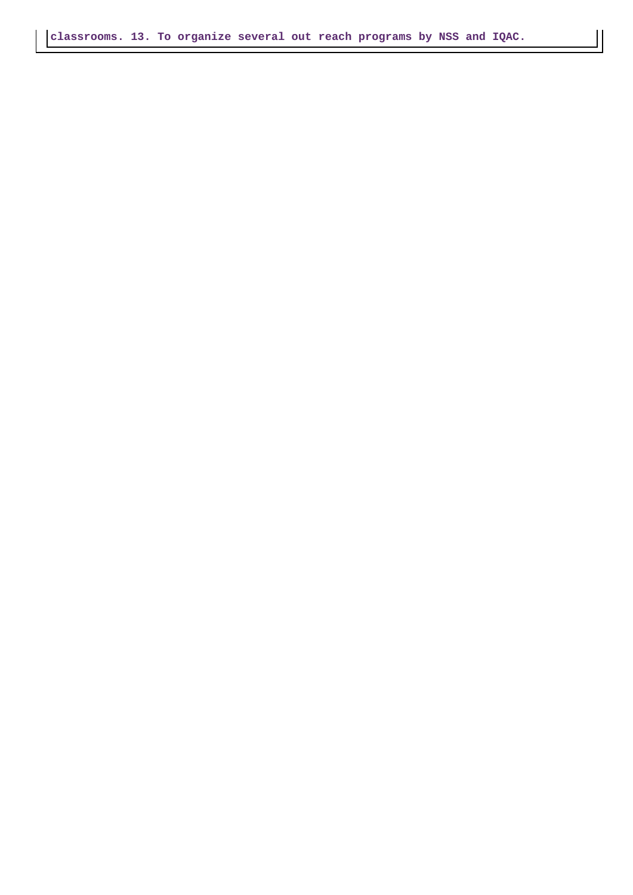classrooms. 13. To organize several out reach programs by NSS and IQAC.